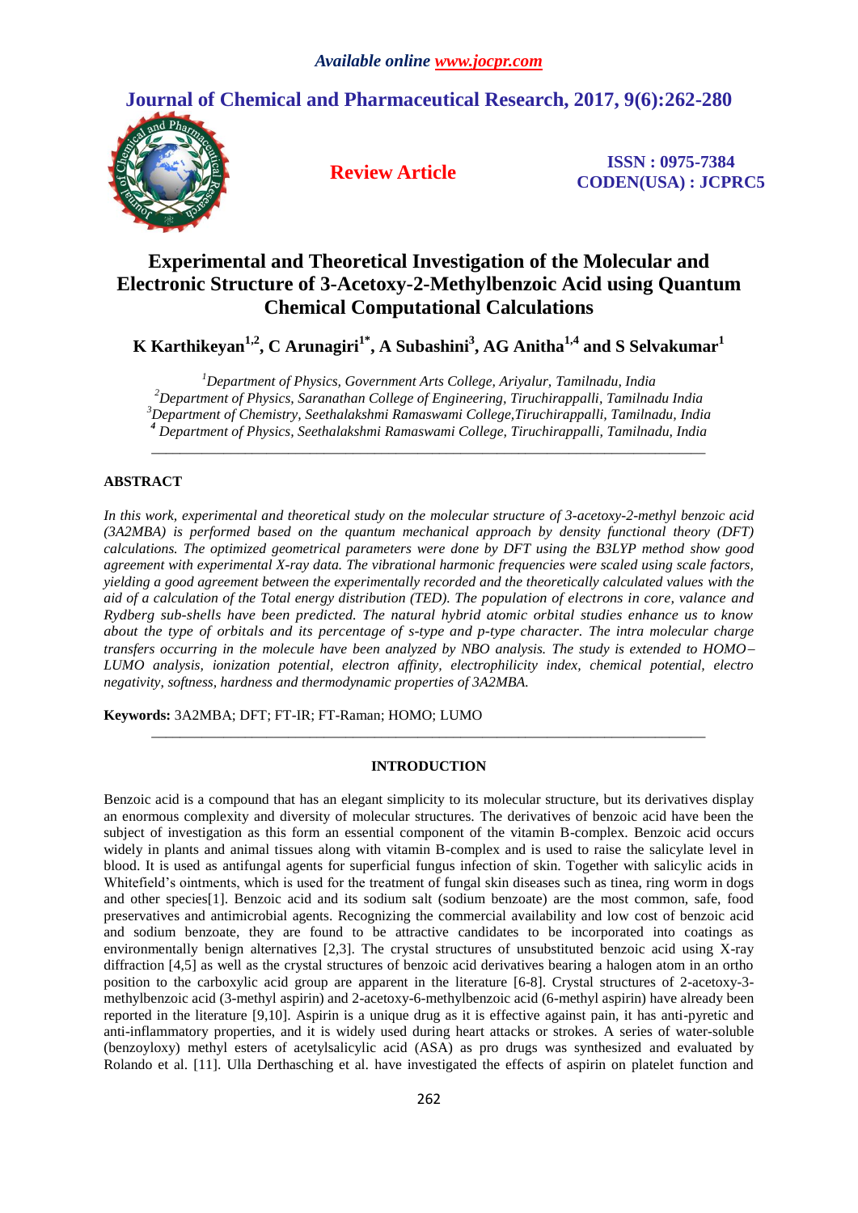# Experimental and Theoretical Investigation of the Molecular and Electronic Structure of 3-Acetoxy-2-Methylbenzoic Acid using Quantum Chemical Computational Calculations

**Review Article**

**K Karthikeyan[1,2], C Arunagiri[1*], A Subashini[3], AG Anitha[1,4] and S Selvakumar[1]**

*[1]Department of Physics, Government Arts College, Ariyalur, Tamilnadu, India*
*[2]Department of Physics, Saranathan College of Engineering, Tiruchirappalli, Tamilnadu India*
*[3]Department of Chemistry, Seethalakshmi Ramaswami College,Tiruchirappalli, Tamilnadu, India*
*[4] Department of Physics, Seethalakshmi Ramaswami College, Tiruchirappalli, Tamilnadu, India*

## ABSTRACT

*In this work, experimental and theoretical study on the molecular structure of 3-acetoxy-2-methyl benzoic acid (3A2MBA) is performed based on the quantum mechanical approach by density functional theory (DFT) calculations. The optimized geometrical parameters were done by DFT using the B3LYP method show good agreement with experimental X-ray data. The vibrational harmonic frequencies were scaled using scale factors, yielding a good agreement between the experimentally recorded and the theoretically calculated values with the aid of a calculation of the Total energy distribution (TED). The population of electrons in core, valance and Rydberg sub-shells have been predicted. The natural hybrid atomic orbital studies enhance us to know about the type of orbitals and its percentage of s-type and p-type character. The intra molecular charge transfers occurring in the molecule have been analyzed by NBO analysis. The study is extended to HOMO–LUMO analysis, ionization potential, electron affinity, electrophilicity index, chemical potential, electro negativity, softness, hardness and thermodynamic properties of 3A2MBA.*

**Keywords:** 3A2MBA; DFT; FT-IR; FT-Raman; HOMO; LUMO

## INTRODUCTION

Benzoic acid is a compound that has an elegant simplicity to its molecular structure, but its derivatives display an enormous complexity and diversity of molecular structures. The derivatives of benzoic acid have been the subject of investigation as this form an essential component of the vitamin B-complex. Benzoic acid occurs widely in plants and animal tissues along with vitamin B-complex and is used to raise the salicylate level in blood. It is used as antifungal agents for superficial fungus infection of skin. Together with salicylic acids in Whitefield's ointments, which is used for the treatment of fungal skin diseases such as tinea, ring worm in dogs and other species[1]. Benzoic acid and its sodium salt (sodium benzoate) are the most common, safe, food preservatives and antimicrobial agents. Recognizing the commercial availability and low cost of benzoic acid and sodium benzoate, they are found to be attractive candidates to be incorporated into coatings as environmentally benign alternatives [2,3]. The crystal structures of unsubstituted benzoic acid using X-ray diffraction [4,5] as well as the crystal structures of benzoic acid derivatives bearing a halogen atom in an ortho position to the carboxylic acid group are apparent in the literature [6-8]. Crystal structures of 2-acetoxy-3-methylbenzoic acid (3-methyl aspirin) and 2-acetoxy-6-methylbenzoic acid (6-methyl aspirin) have already been reported in the literature [9,10]. Aspirin is a unique drug as it is effective against pain, it has anti-pyretic and anti-inflammatory properties, and it is widely used during heart attacks or strokes. A series of water-soluble (benzoyloxy) methyl esters of acetylsalicylic acid (ASA) as pro drugs was synthesized and evaluated by Rolando et al. [11]. Ulla Derthasching et al. have investigated the effects of aspirin on platelet function and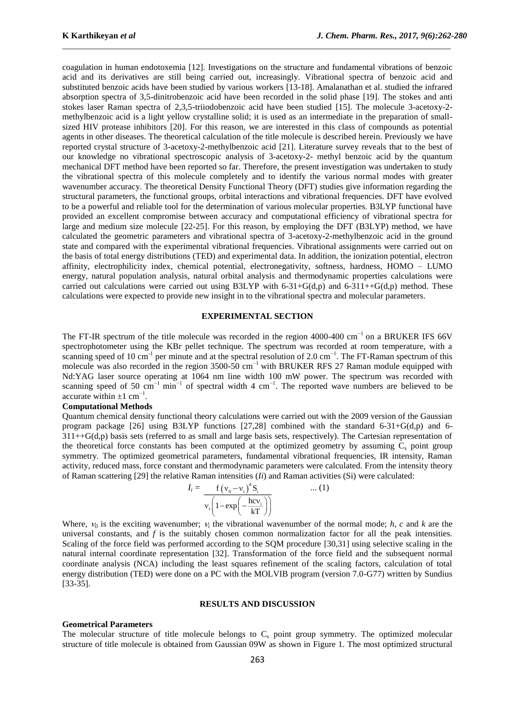coagulation in human endotoxemia [12]. Investigations on the structure and fundamental vibrations of benzoic acid and its derivatives are still being carried out, increasingly. Vibrational spectra of benzoic acid and substituted benzoic acids have been studied by various workers [13-18]. Amalanathan et al. studied the infrared absorption spectra of 3,5-dinitrobenzoic acid have been recorded in the solid phase [19]. The stokes and anti stokes laser Raman spectra of 2,3,5-triiodobenzoic acid have been studied [15]. The molecule 3-acetoxy-2-methylbenzoic acid is a light yellow crystalline solid; it is used as an intermediate in the preparation of small-sized HIV protease inhibitors [20]. For this reason, we are interested in this class of compounds as potential agents in other diseases. The theoretical calculation of the title molecule is described herein. Previously we have reported crystal structure of 3-acetoxy-2-methylbenzoic acid [21]. Literature survey reveals that to the best of our knowledge no vibrational spectroscopic analysis of 3-acetoxy-2- methyl benzoic acid by the quantum mechanical DFT method have been reported so far. Therefore, the present investigation was undertaken to study the vibrational spectra of this molecule completely and to identify the various normal modes with greater wavenumber accuracy. The theoretical Density Functional Theory (DFT) studies give information regarding the structural parameters, the functional groups, orbital interactions and vibrational frequencies. DFT have evolved to be a powerful and reliable tool for the determination of various molecular properties. B3LYP functional have provided an excellent compromise between accuracy and computational efficiency of vibrational spectra for large and medium size molecule [22-25]. For this reason, by employing the DFT (B3LYP) method, we have calculated the geometric parameters and vibrational spectra of 3-acetoxy-2-methylbenzoic acid in the ground state and compared with the experimental vibrational frequencies. Vibrational assignments were carried out on the basis of total energy distributions (TED) and experimental data. In addition, the ionization potential, electron affinity, electrophilicity index, chemical potential, electronegativity, softness, hardness, HOMO – LUMO energy, natural population analysis, natural orbital analysis and thermodynamic properties calculations were carried out calculations were carried out using B3LYP with 6-31+G(d,p) and 6-311++G(d,p) method. These calculations were expected to provide new insight in to the vibrational spectra and molecular parameters.

## EXPERIMENTAL SECTION

The FT-IR spectrum of the title molecule was recorded in the region 4000-400 $cm^{-1}$ on a BRUKER IFS 66V spectrophotometer using the KBr pellet technique. The spectrum was recorded at room temperature, with a scanning speed of 10 $cm^{-1}$ per minute and at the spectral resolution of 2.0 $cm^{-1}$. The FT-Raman spectrum of this molecule was also recorded in the region 3500-50 $cm^{-1}$ with BRUKER RFS 27 Raman module equipped with Nd:YAG laser source operating at 1064 nm line width 100 mW power. The spectrum was recorded with scanning speed of 50 $cm^{-1}$ $min^{-1}$ of spectral width 4 $cm^{-1}$. The reported wave numbers are believed to be accurate within $\pm 1$ $cm^{-1}$.

### Computational Methods

Quantum chemical density functional theory calculations were carried out with the 2009 version of the Gaussian program package [26] using B3LYP functions [27,28] combined with the standard 6-31+G(d,p) and 6-311++G(d,p) basis sets (referred to as small and large basis sets, respectively). The Cartesian representation of the theoretical force constants has been computed at the optimized geometry by assuming $C_s$ point group symmetry. The optimized geometrical parameters, fundamental vibrational frequencies, IR intensity, Raman activity, reduced mass, force constant and thermodynamic parameters were calculated. From the intensity theory of Raman scattering [29] the relative Raman intensities (*Ii*) and Raman activities (Si) were calculated:

$$I_i = \frac{f(\nu_0 - \nu_i)^4 S_i}{\nu_i\left(1 - \exp\left(-\frac{hc\nu_i}{kT}\right)\right)} \quad ...(1)$$

Where, $\nu_0$ is the exciting wavenumber; $\nu_i$ the vibrational wavenumber of the normal mode; *h, c* and *k* are the universal constants, and *f* is the suitably chosen common normalization factor for all the peak intensities. Scaling of the force field was performed according to the SQM procedure [30,31] using selective scaling in the natural internal coordinate representation [32]. Transformation of the force field and the subsequent normal coordinate analysis (NCA) including the least squares refinement of the scaling factors, calculation of total energy distribution (TED) were done on a PC with the MOLVIB program (version 7.0-G77) written by Sundius [33-35].

## RESULTS AND DISCUSSION

### Geometrical Parameters

The molecular structure of title molecule belongs to $C_s$ point group symmetry. The optimized molecular structure of title molecule is obtained from Gaussian 09W as shown in Figure 1. The most optimized structural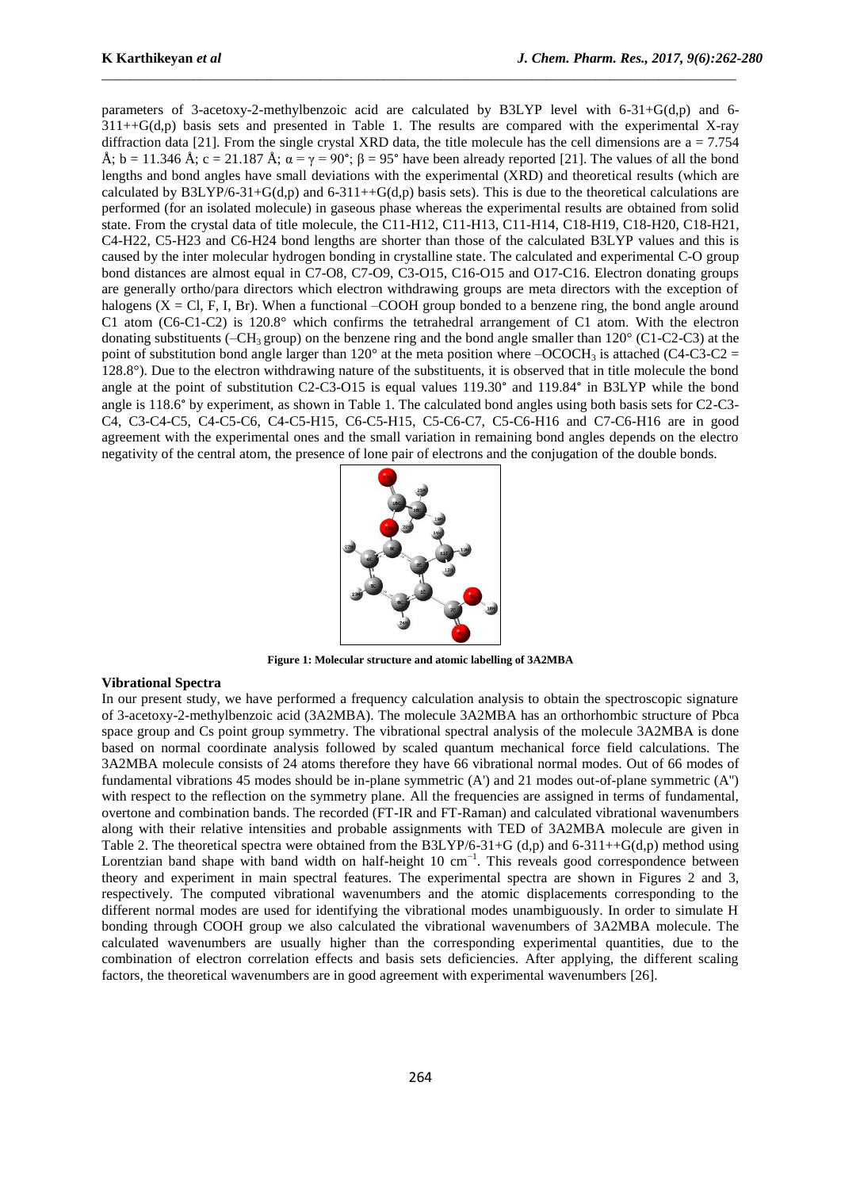parameters of 3-acetoxy-2-methylbenzoic acid are calculated by B3LYP level with 6-31+G(d,p) and 6-311++G(d,p) basis sets and presented in Table 1. The results are compared with the experimental X-ray diffraction data [21]. From the single crystal XRD data, the title molecule has the cell dimensions are a = 7.754 Å; b = 11.346 Å; c = 21.187 Å; $\alpha = \gamma = 90°$; $\beta = 95°$ have been already reported [21]. The values of all the bond lengths and bond angles have small deviations with the experimental (XRD) and theoretical results (which are calculated by B3LYP/6-31+G(d,p) and 6-311++G(d,p) basis sets). This is due to the theoretical calculations are performed (for an isolated molecule) in gaseous phase whereas the experimental results are obtained from solid state. From the crystal data of title molecule, the C11-H12, C11-H13, C11-H14, C18-H19, C18-H20, C18-H21, C4-H22, C5-H23 and C6-H24 bond lengths are shorter than those of the calculated B3LYP values and this is caused by the inter molecular hydrogen bonding in crystalline state. The calculated and experimental C-O group bond distances are almost equal in C7-O8, C7-O9, C3-O15, C16-O15 and O17-C16. Electron donating groups are generally ortho/para directors which electron withdrawing groups are meta directors with the exception of halogens (X = Cl, F, I, Br). When a functional –COOH group bonded to a benzene ring, the bond angle around C1 atom (C6-C1-C2) is 120.8° which confirms the tetrahedral arrangement of C1 atom. With the electron donating substituents ($–CH_3$ group) on the benzene ring and the bond angle smaller than 120° (C1-C2-C3) at the point of substitution bond angle larger than 120° at the meta position where $–OCOCH_3$ is attached (C4-C3-C2 = 128.8°). Due to the electron withdrawing nature of the substituents, it is observed that in title molecule the bond angle at the point of substitution C2-C3-O15 is equal values 119.30° and 119.84° in B3LYP while the bond angle is 118.6° by experiment, as shown in Table 1. The calculated bond angles using both basis sets for C2-C3-C4, C3-C4-C5, C4-C5-C6, C4-C5-H15, C6-C5-H15, C5-C6-C7, C5-C6-H16 and C7-C6-H16 are in good agreement with the experimental ones and the small variation in remaining bond angles depends on the electro negativity of the central atom, the presence of lone pair of electrons and the conjugation of the double bonds.

**Figure 1: Molecular structure and atomic labelling of 3A2MBA**

### Vibrational Spectra

In our present study, we have performed a frequency calculation analysis to obtain the spectroscopic signature of 3-acetoxy-2-methylbenzoic acid (3A2MBA). The molecule 3A2MBA has an orthorhombic structure of Pbca space group and Cs point group symmetry. The vibrational spectral analysis of the molecule 3A2MBA is done based on normal coordinate analysis followed by scaled quantum mechanical force field calculations. The 3A2MBA molecule consists of 24 atoms therefore they have 66 vibrational normal modes. Out of 66 modes of fundamental vibrations 45 modes should be in-plane symmetric (A') and 21 modes out-of-plane symmetric (A'') with respect to the reflection on the symmetry plane. All the frequencies are assigned in terms of fundamental, overtone and combination bands. The recorded (FT-IR and FT-Raman) and calculated vibrational wavenumbers along with their relative intensities and probable assignments with TED of 3A2MBA molecule are given in Table 2. The theoretical spectra were obtained from the B3LYP/6-31+G (d,p) and 6-311++G(d,p) method using Lorentzian band shape with band width on half-height 10 $cm^{-1}$. This reveals good correspondence between theory and experiment in main spectral features. The experimental spectra are shown in Figures 2 and 3, respectively. The computed vibrational wavenumbers and the atomic displacements corresponding to the different normal modes are used for identifying the vibrational modes unambiguously. In order to simulate H bonding through COOH group we also calculated the vibrational wavenumbers of 3A2MBA molecule. The calculated wavenumbers are usually higher than the corresponding experimental quantities, due to the combination of electron correlation effects and basis sets deficiencies. After applying, the different scaling factors, the theoretical wavenumbers are in good agreement with experimental wavenumbers [26].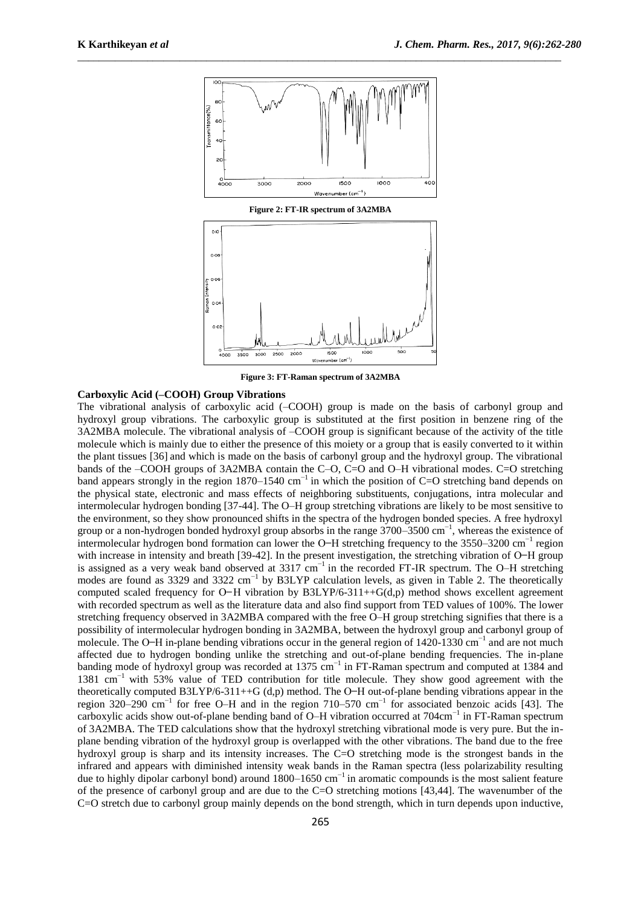**Figure 2: FT-IR spectrum of 3A2MBA**

**Figure 3: FT-Raman spectrum of 3A2MBA**

### Carboxylic Acid (–COOH) Group Vibrations

The vibrational analysis of carboxylic acid (–COOH) group is made on the basis of carbonyl group and hydroxyl group vibrations. The carboxylic group is substituted at the first position in benzene ring of the 3A2MBA molecule. The vibrational analysis of –COOH group is significant because of the activity of the title molecule which is mainly due to either the presence of this moiety or a group that is easily converted to it within the plant tissues [36] and which is made on the basis of carbonyl group and the hydroxyl group. The vibrational bands of the –COOH groups of 3A2MBA contain the C–O, C=O and O–H vibrational modes. C=O stretching band appears strongly in the region 1870–1540 $cm^{-1}$ in which the position of C=O stretching band depends on the physical state, electronic and mass effects of neighboring substituents, conjugations, intra molecular and intermolecular hydrogen bonding [37-44]. The O–H group stretching vibrations are likely to be most sensitive to the environment, so they show pronounced shifts in the spectra of the hydrogen bonded species. A free hydroxyl group or a non-hydrogen bonded hydroxyl group absorbs in the range 3700–3500 $cm^{-1}$, whereas the existence of intermolecular hydrogen bond formation can lower the O–H stretching frequency to the 3550–3200 $cm^{-1}$ region with increase in intensity and breath [39-42]. In the present investigation, the stretching vibration of O–H group is assigned as a very weak band observed at 3317 $cm^{-1}$ in the recorded FT-IR spectrum. The O–H stretching modes are found as 3329 and 3322 $cm^{-1}$ by B3LYP calculation levels, as given in Table 2. The theoretically computed scaled frequency for O–H vibration by B3LYP/6-311++G(d,p) method shows excellent agreement with recorded spectrum as well as the literature data and also find support from TED values of 100%. The lower stretching frequency observed in 3A2MBA compared with the free O–H group stretching signifies that there is a possibility of intermolecular hydrogen bonding in 3A2MBA, between the hydroxyl group and carbonyl group of molecule. The O–H in-plane bending vibrations occur in the general region of 1420-1330 $cm^{-1}$ and are not much affected due to hydrogen bonding unlike the stretching and out-of-plane bending frequencies. The in-plane banding mode of hydroxyl group was recorded at 1375 $cm^{-1}$ in FT-Raman spectrum and computed at 1384 and 1381 $cm^{-1}$ with 53% value of TED contribution for title molecule. They show good agreement with the theoretically computed B3LYP/6-311++G (d,p) method. The O–H out-of-plane bending vibrations appear in the region 320–290 $cm^{-1}$ for free O–H and in the region 710–570 $cm^{-1}$ for associated benzoic acids [43]. The carboxylic acids show out-of-plane bending band of O–H vibration occurred at 704$cm^{-1}$ in FT-Raman spectrum of 3A2MBA. The TED calculations show that the hydroxyl stretching vibrational mode is very pure. But the in-plane bending vibration of the hydroxyl group is overlapped with the other vibrations. The band due to the free hydroxyl group is sharp and its intensity increases. The C=O stretching mode is the strongest bands in the infrared and appears with diminished intensity weak bands in the Raman spectra (less polarizability resulting due to highly dipolar carbonyl bond) around 1800–1650 $cm^{-1}$ in aromatic compounds is the most salient feature of the presence of carbonyl group and are due to the C=O stretching motions [43,44]. The wavenumber of the C=O stretch due to carbonyl group mainly depends on the bond strength, which in turn depends upon inductive,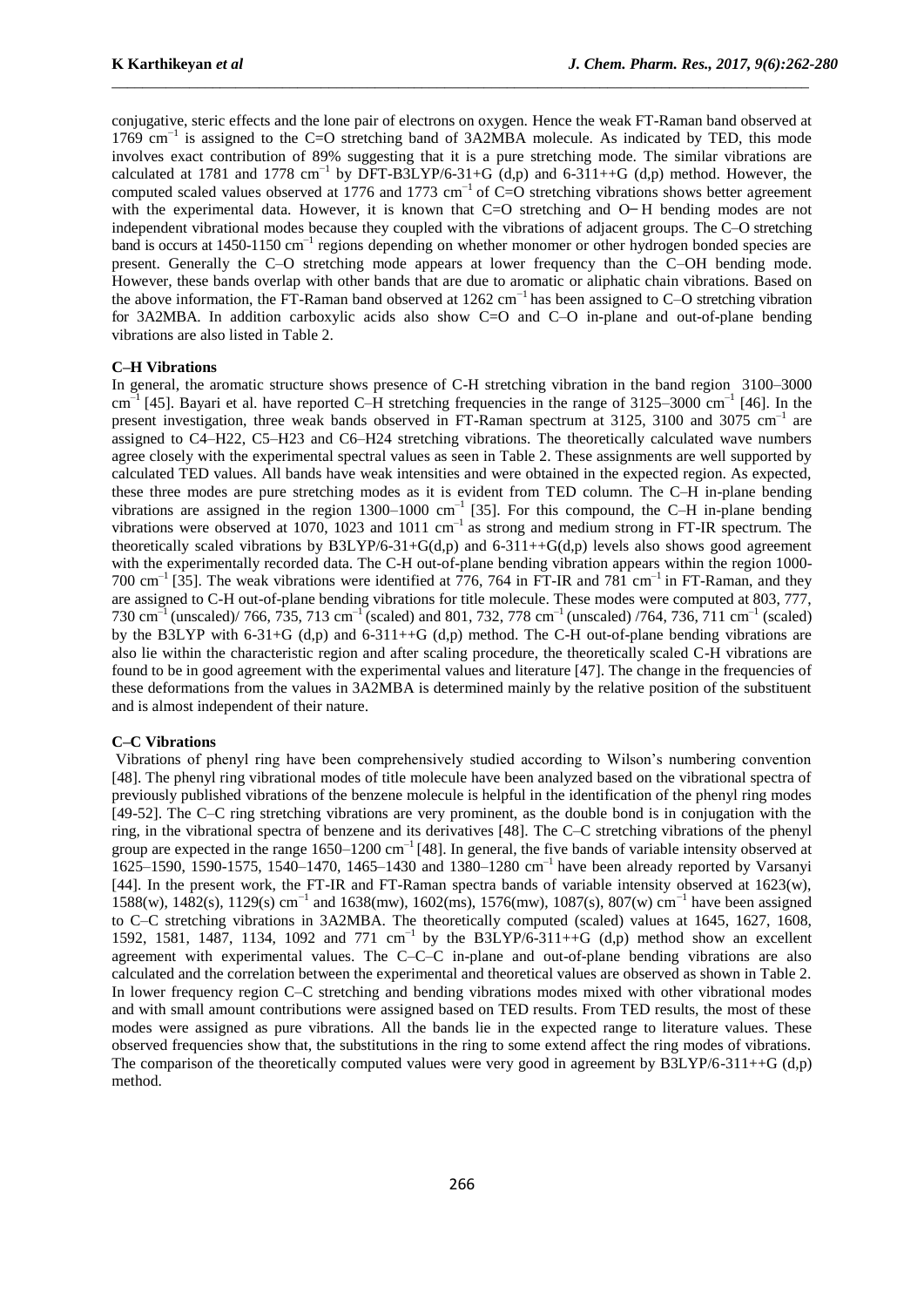conjugative, steric effects and the lone pair of electrons on oxygen. Hence the weak FT-Raman band observed at 1769 cm$^{-1}$ is assigned to the C=O stretching band of 3A2MBA molecule. As indicated by TED, this mode involves exact contribution of 89% suggesting that it is a pure stretching mode. The similar vibrations are calculated at 1781 and 1778 cm$^{-1}$ by DFT-B3LYP/6-31+G (d,p) and 6-311++G (d,p) method. However, the computed scaled values observed at 1776 and 1773 cm$^{-1}$ of C=O stretching vibrations shows better agreement with the experimental data. However, it is known that C=O stretching and O–H bending modes are not independent vibrational modes because they coupled with the vibrations of adjacent groups. The C–O stretching band is occurs at 1450-1150 cm$^{-1}$ regions depending on whether monomer or other hydrogen bonded species are present. Generally the C–O stretching mode appears at lower frequency than the C–OH bending mode. However, these bands overlap with other bands that are due to aromatic or aliphatic chain vibrations. Based on the above information, the FT-Raman band observed at 1262 cm$^{-1}$ has been assigned to C–O stretching vibration for 3A2MBA. In addition carboxylic acids also show C=O and C–O in-plane and out-of-plane bending vibrations are also listed in Table 2.

### C–H Vibrations

In general, the aromatic structure shows presence of C-H stretching vibration in the band region 3100–3000 cm$^{-1}$ [45]. Bayari et al. have reported C–H stretching frequencies in the range of 3125–3000 cm$^{-1}$ [46]. In the present investigation, three weak bands observed in FT-Raman spectrum at 3125, 3100 and 3075 cm$^{-1}$ are assigned to C4–H22, C5–H23 and C6–H24 stretching vibrations. The theoretically calculated wave numbers agree closely with the experimental spectral values as seen in Table 2. These assignments are well supported by calculated TED values. All bands have weak intensities and were obtained in the expected region. As expected, these three modes are pure stretching modes as it is evident from TED column. The C–H in-plane bending vibrations are assigned in the region 1300–1000 cm$^{-1}$ [35]. For this compound, the C–H in-plane bending vibrations were observed at 1070, 1023 and 1011 cm$^{-1}$ as strong and medium strong in FT-IR spectrum. The theoretically scaled vibrations by B3LYP/6-31+G(d,p) and 6-311++G(d,p) levels also shows good agreement with the experimentally recorded data. The C-H out-of-plane bending vibration appears within the region 1000-700 cm$^{-1}$ [35]. The weak vibrations were identified at 776, 764 in FT-IR and 781 cm$^{-1}$ in FT-Raman, and they are assigned to C-H out-of-plane bending vibrations for title molecule. These modes were computed at 803, 777, 730 cm$^{-1}$ (unscaled)/ 766, 735, 713 cm$^{-1}$ (scaled) and 801, 732, 778 cm$^{-1}$ (unscaled) /764, 736, 711 cm$^{-1}$ (scaled) by the B3LYP with 6-31+G (d,p) and 6-311++G (d,p) method. The C-H out-of-plane bending vibrations are also lie within the characteristic region and after scaling procedure, the theoretically scaled C-H vibrations are found to be in good agreement with the experimental values and literature [47]. The change in the frequencies of these deformations from the values in 3A2MBA is determined mainly by the relative position of the substituent and is almost independent of their nature.

### C–C Vibrations

Vibrations of phenyl ring have been comprehensively studied according to Wilson's numbering convention [48]. The phenyl ring vibrational modes of title molecule have been analyzed based on the vibrational spectra of previously published vibrations of the benzene molecule is helpful in the identification of the phenyl ring modes [49-52]. The C–C ring stretching vibrations are very prominent, as the double bond is in conjugation with the ring, in the vibrational spectra of benzene and its derivatives [48]. The C–C stretching vibrations of the phenyl group are expected in the range 1650–1200 cm$^{-1}$ [48]. In general, the five bands of variable intensity observed at 1625–1590, 1590-1575, 1540–1470, 1465–1430 and 1380–1280 cm$^{-1}$ have been already reported by Varsanyi [44]. In the present work, the FT-IR and FT-Raman spectra bands of variable intensity observed at 1623(w), 1588(w), 1482(s), 1129(s) cm$^{-1}$ and 1638(mw), 1602(ms), 1576(mw), 1087(s), 807(w) cm$^{-1}$ have been assigned to C–C stretching vibrations in 3A2MBA. The theoretically computed (scaled) values at 1645, 1627, 1608, 1592, 1581, 1487, 1134, 1092 and 771 cm$^{-1}$ by the B3LYP/6-311++G (d,p) method show an excellent agreement with experimental values. The C–C–C in-plane and out-of-plane bending vibrations are also calculated and the correlation between the experimental and theoretical values are observed as shown in Table 2. In lower frequency region C–C stretching and bending vibrations modes mixed with other vibrational modes and with small amount contributions were assigned based on TED results. From TED results, the most of these modes were assigned as pure vibrations. All the bands lie in the expected range to literature values. These observed frequencies show that, the substitutions in the ring to some extend affect the ring modes of vibrations. The comparison of the theoretically computed values were very good in agreement by B3LYP/6-311++G (d,p) method.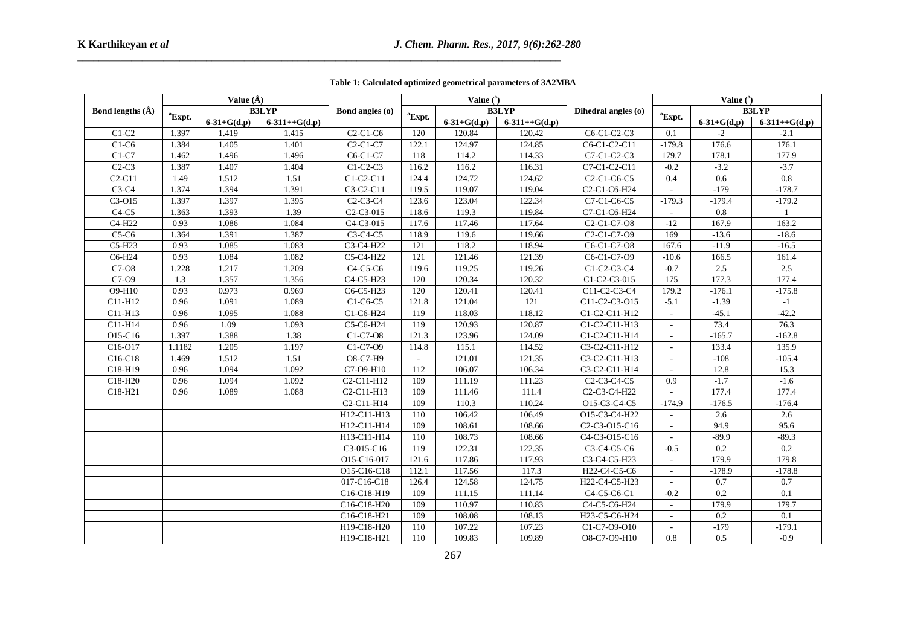**Table 1: Calculated optimized geometrical parameters of 3A2MBA**

| Bond lengths (Å) | Value (Å) | | | Bond angles (o) | Value (°) | | | Dihedral angles (o) | Value (°) | | |
|---|---|---|---|---|---|---|---|---|---|---|---|
| | [a]Expt. | B3LYP | | | [a]Expt. | B3LYP | | | [a]Expt. | B3LYP | |
| | | 6-31+G(d,p) | 6-311++G(d,p) | | | 6-31+G(d,p) | 6-311++G(d,p) | | | 6-31+G(d,p) | 6-311++G(d,p) |
| C1-C2 | 1.397 | 1.419 | 1.415 | C2-C1-C6 | 120 | 120.84 | 120.42 | C6-C1-C2-C3 | 0.1 | -2 | -2.1 |
| C1-C6 | 1.384 | 1.405 | 1.401 | C2-C1-C7 | 122.1 | 124.97 | 124.85 | C6-C1-C2-C11 | -179.8 | 176.6 | 176.1 |
| C1-C7 | 1.462 | 1.496 | 1.496 | C6-C1-C7 | 118 | 114.2 | 114.33 | C7-C1-C2-C3 | 179.7 | 178.1 | 177.9 |
| C2-C3 | 1.387 | 1.407 | 1.404 | C1-C2-C3 | 116.2 | 116.2 | 116.31 | C7-C1-C2-C11 | -0.2 | -3.2 | -3.7 |
| C2-C11 | 1.49 | 1.512 | 1.51 | C1-C2-C11 | 124.4 | 124.72 | 124.62 | C2-C1-C6-C5 | 0.4 | 0.6 | 0.8 |
| C3-C4 | 1.374 | 1.394 | 1.391 | C3-C2-C11 | 119.5 | 119.07 | 119.04 | C2-C1-C6-H24 | - | -179 | -178.7 |
| C3-O15 | 1.397 | 1.397 | 1.395 | C2-C3-C4 | 123.6 | 123.04 | 122.34 | C7-C1-C6-C5 | -179.3 | -179.4 | -179.2 |
| C4-C5 | 1.363 | 1.393 | 1.39 | C2-C3-015 | 118.6 | 119.3 | 119.84 | C7-C1-C6-H24 | - | 0.8 | 1 |
| C4-H22 | 0.93 | 1.086 | 1.084 | C4-C3-015 | 117.6 | 117.46 | 117.64 | C2-C1-C7-O8 | -12 | 167.9 | 163.2 |
| C5-C6 | 1.364 | 1.391 | 1.387 | C3-C4-C5 | 118.9 | 119.6 | 119.66 | C2-C1-C7-O9 | 169 | -13.6 | -18.6 |
| C5-H23 | 0.93 | 1.085 | 1.083 | C3-C4-H22 | 121 | 118.2 | 118.94 | C6-C1-C7-O8 | 167.6 | -11.9 | -16.5 |
| C6-H24 | 0.93 | 1.084 | 1.082 | C5-C4-H22 | 121 | 121.46 | 121.39 | C6-C1-C7-O9 | -10.6 | 166.5 | 161.4 |
| C7-O8 | 1.228 | 1.217 | 1.209 | C4-C5-C6 | 119.6 | 119.25 | 119.26 | C1-C2-C3-C4 | -0.7 | 2.5 | 2.5 |
| C7-O9 | 1.3 | 1.357 | 1.356 | C4-C5-H23 | 120 | 120.34 | 120.32 | C1-C2-C3-015 | 175 | 177.3 | 177.4 |
| O9-H10 | 0.93 | 0.973 | 0.969 | C6-C5-H23 | 120 | 120.41 | 120.41 | C11-C2-C3-C4 | 179.2 | -176.1 | -175.8 |
| C11-H12 | 0.96 | 1.091 | 1.089 | C1-C6-C5 | 121.8 | 121.04 | 121 | C11-C2-C3-O15 | -5.1 | -1.39 | -1 |
| C11-H13 | 0.96 | 1.095 | 1.088 | C1-C6-H24 | 119 | 118.03 | 118.12 | C1-C2-C11-H12 | - | -45.1 | -42.2 |
| C11-H14 | 0.96 | 1.09 | 1.093 | C5-C6-H24 | 119 | 120.93 | 120.87 | C1-C2-C11-H13 | - | 73.4 | 76.3 |
| O15-C16 | 1.397 | 1.388 | 1.38 | C1-C7-O8 | 121.3 | 123.96 | 124.09 | C1-C2-C11-H14 | - | -165.7 | -162.8 |
| C16-O17 | 1.1182 | 1.205 | 1.197 | C1-C7-O9 | 114.8 | 115.1 | 114.52 | C3-C2-C11-H12 | - | 133.4 | 135.9 |
| C16-C18 | 1.469 | 1.512 | 1.51 | O8-C7-H9 | - | 121.01 | 121.35 | C3-C2-C11-H13 | - | -108 | -105.4 |
| C18-H19 | 0.96 | 1.094 | 1.092 | C7-O9-H10 | 112 | 106.07 | 106.34 | C3-C2-C11-H14 | - | 12.8 | 15.3 |
| C18-H20 | 0.96 | 1.094 | 1.092 | C2-C11-H12 | 109 | 111.19 | 111.23 | C2-C3-C4-C5 | 0.9 | -1.7 | -1.6 |
| C18-H21 | 0.96 | 1.089 | 1.088 | C2-C11-H13 | 109 | 111.46 | 111.4 | C2-C3-C4-H22 | - | 177.4 | 177.4 |
| | | | | C2-C11-H14 | 109 | 110.3 | 110.24 | O15-C3-C4-C5 | -174.9 | -176.5 | -176.4 |
| | | | | H12-C11-H13 | 110 | 106.42 | 106.49 | O15-C3-C4-H22 | - | 2.6 | 2.6 |
| | | | | H12-C11-H14 | 109 | 108.61 | 108.66 | C2-C3-O15-C16 | - | 94.9 | 95.6 |
| | | | | H13-C11-H14 | 110 | 108.73 | 108.66 | C4-C3-O15-C16 | - | -89.9 | -89.3 |
| | | | | C3-015-C16 | 119 | 122.31 | 122.35 | C3-C4-C5-C6 | -0.5 | 0.2 | 0.2 |
| | | | | O15-C16-017 | 121.6 | 117.86 | 117.93 | C3-C4-C5-H23 | - | 179.9 | 179.8 |
| | | | | O15-C16-C18 | 112.1 | 117.56 | 117.3 | H22-C4-C5-C6 | - | -178.9 | -178.8 |
| | | | | 017-C16-C18 | 126.4 | 124.58 | 124.75 | H22-C4-C5-H23 | - | 0.7 | 0.7 |
| | | | | C16-C18-H19 | 109 | 111.15 | 111.14 | C4-C5-C6-C1 | -0.2 | 0.2 | 0.1 |
| | | | | C16-C18-H20 | 109 | 110.97 | 110.83 | C4-C5-C6-H24 | - | 179.9 | 179.7 |
| | | | | C16-C18-H21 | 109 | 108.08 | 108.13 | H23-C5-C6-H24 | - | 0.2 | 0.1 |
| | | | | H19-C18-H20 | 110 | 107.22 | 107.23 | C1-C7-O9-O10 | - | -179 | -179.1 |
| | | | | H19-C18-H21 | 110 | 109.83 | 109.89 | O8-C7-O9-H10 | 0.8 | 0.5 | -0.9 |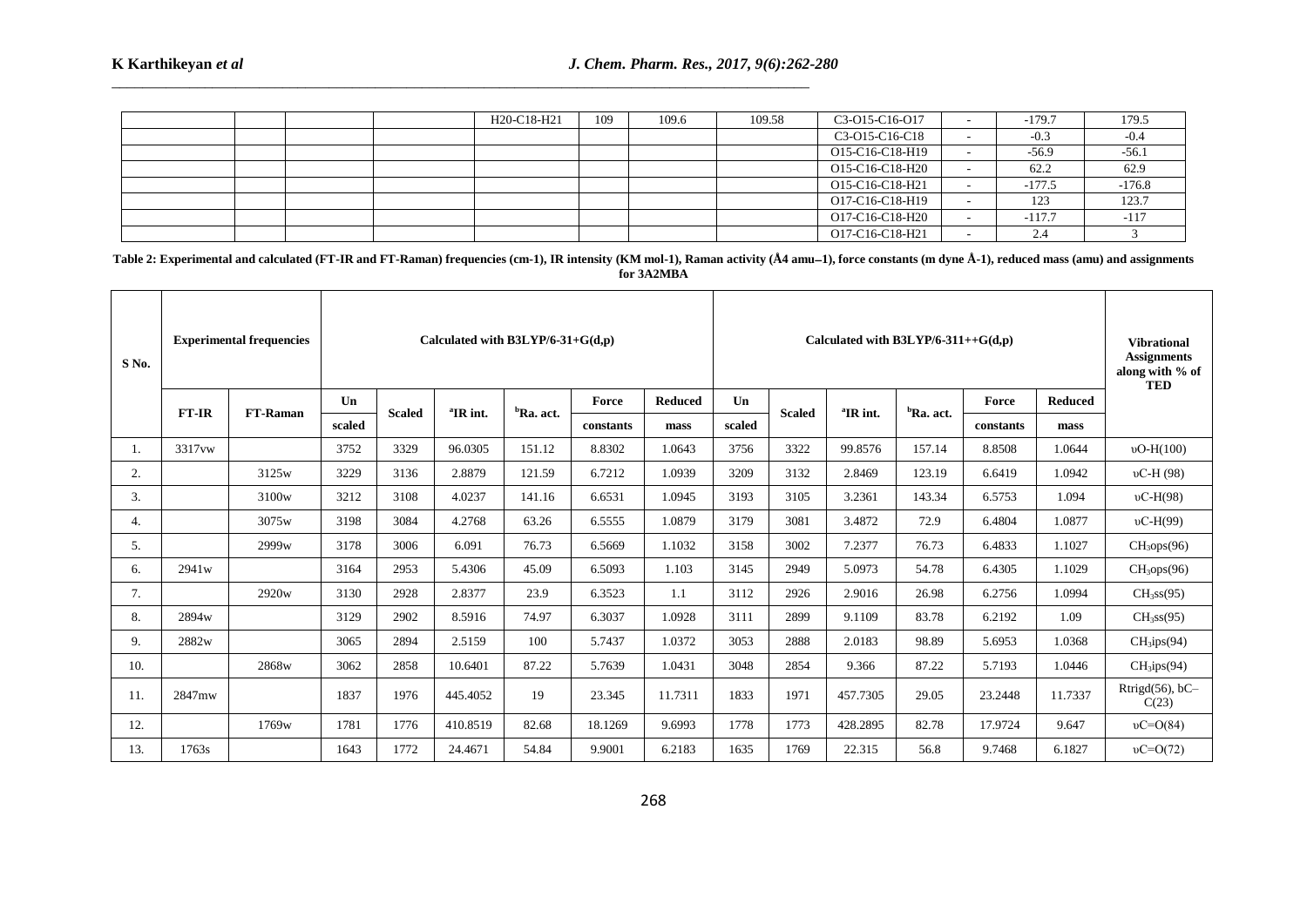| | | | | H20-C18-H21 | 109 | 109.6 | 109.58 | C3-O15-C16-O17 | - | -179.7 | 179.5 |
|---|---|---|---|---|---|---|---|---|---|---|---|
| | | | | | | | | C3-O15-C16-C18 | - | -0.3 | -0.4 |
| | | | | | | | | O15-C16-C18-H19 | - | -56.9 | -56.1 |
| | | | | | | | | O15-C16-C18-H20 | - | 62.2 | 62.9 |
| | | | | | | | | O15-C16-C18-H21 | - | -177.5 | -176.8 |
| | | | | | | | | O17-C16-C18-H19 | - | 123 | 123.7 |
| | | | | | | | | O17-C16-C18-H20 | - | -117.7 | -117 |
| | | | | | | | | O17-C16-C18-H21 | - | 2.4 | 3 |

**Table 2: Experimental and calculated (FT-IR and FT-Raman) frequencies (cm-1), IR intensity (KM mol-1), Raman activity (Å4 amu−1), force constants (m dyne Å-1), reduced mass (amu) and assignments for 3A2MBA**

| S No. | Experimental frequencies | | Calculated with B3LYP/6-31+G(d,p) | | | | | | Calculated with B3LYP/6-311++G(d,p) | | | | | | Vibrational Assignments along with % of TED |
|---|---|---|---|---|---|---|---|---|---|---|---|---|---|---|---|
| | FT-IR | FT-Raman | Un scaled | Scaled | [a]IR int. | [b]Ra. act. | Force constants | Reduced mass | Un scaled | Scaled | [a]IR int. | [b]Ra. act. | Force constants | Reduced mass | |
| 1. | 3317vw | | 3752 | 3329 | 96.0305 | 151.12 | 8.8302 | 1.0643 | 3756 | 3322 | 99.8576 | 157.14 | 8.8508 | 1.0644 | υO-H(100) |
| 2. | | 3125w | 3229 | 3136 | 2.8879 | 121.59 | 6.7212 | 1.0939 | 3209 | 3132 | 2.8469 | 123.19 | 6.6419 | 1.0942 | υC-H (98) |
| 3. | | 3100w | 3212 | 3108 | 4.0237 | 141.16 | 6.6531 | 1.0945 | 3193 | 3105 | 3.2361 | 143.34 | 6.5753 | 1.094 | υC-H(98) |
| 4. | | 3075w | 3198 | 3084 | 4.2768 | 63.26 | 6.5555 | 1.0879 | 3179 | 3081 | 3.4872 | 72.9 | 6.4804 | 1.0877 | υC-H(99) |
| 5. | | 2999w | 3178 | 3006 | 6.091 | 76.73 | 6.5669 | 1.1032 | 3158 | 3002 | 7.2377 | 76.73 | 6.4833 | 1.1027 | $CH_3$ops(96) |
| 6. | 2941w | | 3164 | 2953 | 5.4306 | 45.09 | 6.5093 | 1.103 | 3145 | 2949 | 5.0973 | 54.78 | 6.4305 | 1.1029 | $CH_3$ops(96) |
| 7. | | 2920w | 3130 | 2928 | 2.8377 | 23.9 | 6.3523 | 1.1 | 3112 | 2926 | 2.9016 | 26.98 | 6.2756 | 1.0994 | $CH_3$ss(95) |
| 8. | 2894w | | 3129 | 2902 | 8.5916 | 74.97 | 6.3037 | 1.0928 | 3111 | 2899 | 9.1109 | 83.78 | 6.2192 | 1.09 | $CH_3$ss(95) |
| 9. | 2882w | | 3065 | 2894 | 2.5159 | 100 | 5.7437 | 1.0372 | 3053 | 2888 | 2.0183 | 98.89 | 5.6953 | 1.0368 | $CH_3$ips(94) |
| 10. | | 2868w | 3062 | 2858 | 10.6401 | 87.22 | 5.7639 | 1.0431 | 3048 | 2854 | 9.366 | 87.22 | 5.7193 | 1.0446 | $CH_3$ips(94) |
| 11. | 2847mw | | 1837 | 1976 | 445.4052 | 19 | 23.345 | 11.7311 | 1833 | 1971 | 457.7305 | 29.05 | 23.2448 | 11.7337 | Rtrigd(56), bC–C(23) |
| 12. | | 1769w | 1781 | 1776 | 410.8519 | 82.68 | 18.1269 | 9.6993 | 1778 | 1773 | 428.2895 | 82.78 | 17.9724 | 9.647 | υC=O(84) |
| 13. | 1763s | | 1643 | 1772 | 24.4671 | 54.84 | 9.9001 | 6.2183 | 1635 | 1769 | 22.315 | 56.8 | 9.7468 | 6.1827 | υC=O(72) |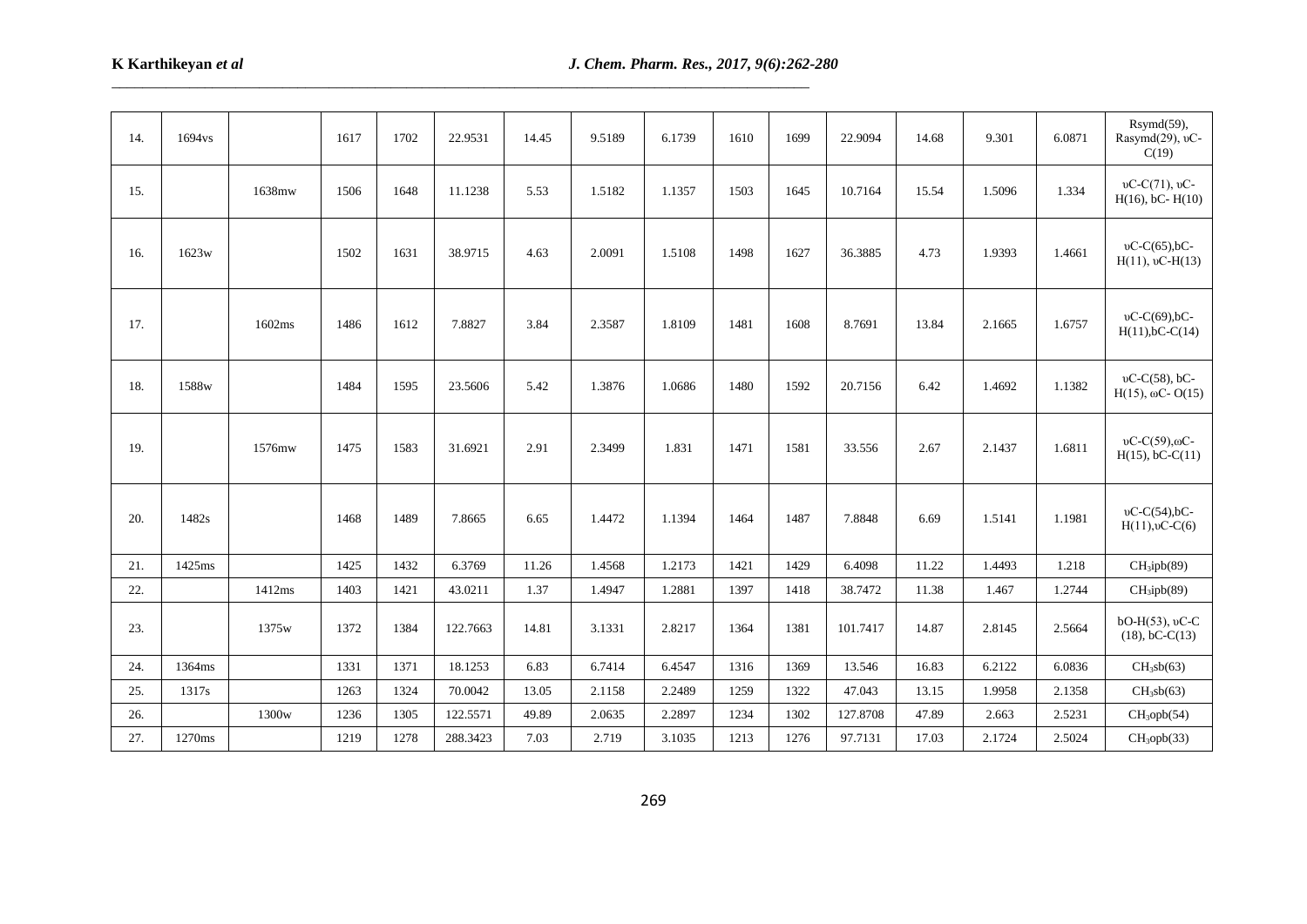| 14. | 1694vs | | 1617 | 1702 | 22.9531 | 14.45 | 9.5189 | 6.1739 | 1610 | 1699 | 22.9094 | 14.68 | 9.301 | 6.0871 | Rsymd(59), Rasymd(29), υC-C(19) |
|---|---|---|---|---|---|---|---|---|---|---|---|---|---|---|---|
| 15. | | 1638mw | 1506 | 1648 | 11.1238 | 5.53 | 1.5182 | 1.1357 | 1503 | 1645 | 10.7164 | 15.54 | 1.5096 | 1.334 | υC-C(71), υC-H(16), bC- H(10) |
| 16. | 1623w | | 1502 | 1631 | 38.9715 | 4.63 | 2.0091 | 1.5108 | 1498 | 1627 | 36.3885 | 4.73 | 1.9393 | 1.4661 | υC-C(65),bC-H(11), υC-H(13) |
| 17. | | 1602ms | 1486 | 1612 | 7.8827 | 3.84 | 2.3587 | 1.8109 | 1481 | 1608 | 8.7691 | 13.84 | 2.1665 | 1.6757 | υC-C(69),bC-H(11),bC-C(14) |
| 18. | 1588w | | 1484 | 1595 | 23.5606 | 5.42 | 1.3876 | 1.0686 | 1480 | 1592 | 20.7156 | 6.42 | 1.4692 | 1.1382 | υC-C(58), bC-H(15), ωC- O(15) |
| 19. | | 1576mw | 1475 | 1583 | 31.6921 | 2.91 | 2.3499 | 1.831 | 1471 | 1581 | 33.556 | 2.67 | 2.1437 | 1.6811 | υC-C(59),ωC-H(15), bC-C(11) |
| 20. | 1482s | | 1468 | 1489 | 7.8665 | 6.65 | 1.4472 | 1.1394 | 1464 | 1487 | 7.8848 | 6.69 | 1.5141 | 1.1981 | υC-C(54),bC-H(11),υC-C(6) |
| 21. | 1425ms | | 1425 | 1432 | 6.3769 | 11.26 | 1.4568 | 1.2173 | 1421 | 1429 | 6.4098 | 11.22 | 1.4493 | 1.218 | $CH_3$ipb(89) |
| 22. | | 1412ms | 1403 | 1421 | 43.0211 | 1.37 | 1.4947 | 1.2881 | 1397 | 1418 | 38.7472 | 11.38 | 1.467 | 1.2744 | $CH_3$ipb(89) |
| 23. | | 1375w | 1372 | 1384 | 122.7663 | 14.81 | 3.1331 | 2.8217 | 1364 | 1381 | 101.7417 | 14.87 | 2.8145 | 2.5664 | bO-H(53), υC-C (18), bC-C(13) |
| 24. | 1364ms | | 1331 | 1371 | 18.1253 | 6.83 | 6.7414 | 6.4547 | 1316 | 1369 | 13.546 | 16.83 | 6.2122 | 6.0836 | $CH_3$sb(63) |
| 25. | 1317s | | 1263 | 1324 | 70.0042 | 13.05 | 2.1158 | 2.2489 | 1259 | 1322 | 47.043 | 13.15 | 1.9958 | 2.1358 | $CH_3$sb(63) |
| 26. | | 1300w | 1236 | 1305 | 122.5571 | 49.89 | 2.0635 | 2.2897 | 1234 | 1302 | 127.8708 | 47.89 | 2.663 | 2.5231 | $CH_3$opb(54) |
| 27. | 1270ms | | 1219 | 1278 | 288.3423 | 7.03 | 2.719 | 3.1035 | 1213 | 1276 | 97.7131 | 17.03 | 2.1724 | 2.5024 | $CH_3$opb(33) |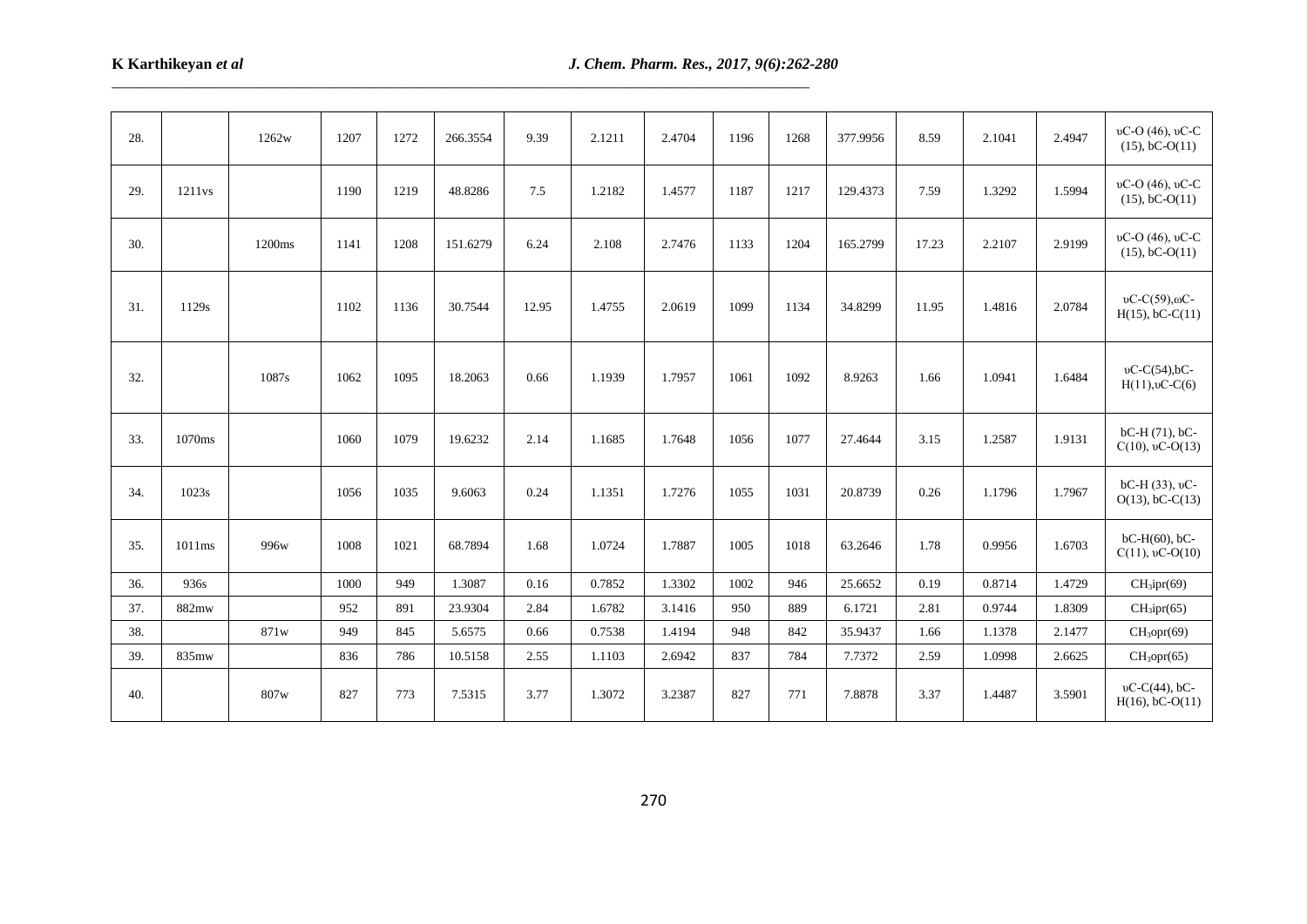| 28. | | 1262w | 1207 | 1272 | 266.3554 | 9.39 | 2.1211 | 2.4704 | 1196 | 1268 | 377.9956 | 8.59 | 2.1041 | 2.4947 | υC-O (46), υC-C (15), bC-O(11) |
|---|---|---|---|---|---|---|---|---|---|---|---|---|---|---|---|
| 29. | 1211vs | | 1190 | 1219 | 48.8286 | 7.5 | 1.2182 | 1.4577 | 1187 | 1217 | 129.4373 | 7.59 | 1.3292 | 1.5994 | υC-O (46), υC-C (15), bC-O(11) |
| 30. | | 1200ms | 1141 | 1208 | 151.6279 | 6.24 | 2.108 | 2.7476 | 1133 | 1204 | 165.2799 | 17.23 | 2.2107 | 2.9199 | υC-O (46), υC-C (15), bC-O(11) |
| 31. | 1129s | | 1102 | 1136 | 30.7544 | 12.95 | 1.4755 | 2.0619 | 1099 | 1134 | 34.8299 | 11.95 | 1.4816 | 2.0784 | υC-C(59),ωC-H(15), bC-C(11) |
| 32. | | 1087s | 1062 | 1095 | 18.2063 | 0.66 | 1.1939 | 1.7957 | 1061 | 1092 | 8.9263 | 1.66 | 1.0941 | 1.6484 | υC-C(54),bC-H(11),υC-C(6) |
| 33. | 1070ms | | 1060 | 1079 | 19.6232 | 2.14 | 1.1685 | 1.7648 | 1056 | 1077 | 27.4644 | 3.15 | 1.2587 | 1.9131 | bC-H (71), bC-C(10), υC-O(13) |
| 34. | 1023s | | 1056 | 1035 | 9.6063 | 0.24 | 1.1351 | 1.7276 | 1055 | 1031 | 20.8739 | 0.26 | 1.1796 | 1.7967 | bC-H (33), υC-O(13), bC-C(13) |
| 35. | 1011ms | 996w | 1008 | 1021 | 68.7894 | 1.68 | 1.0724 | 1.7887 | 1005 | 1018 | 63.2646 | 1.78 | 0.9956 | 1.6703 | bC-H(60), bC-C(11), υC-O(10) |
| 36. | 936s | | 1000 | 949 | 1.3087 | 0.16 | 0.7852 | 1.3302 | 1002 | 946 | 25.6652 | 0.19 | 0.8714 | 1.4729 | $CH_3$ipr(69) |
| 37. | 882mw | | 952 | 891 | 23.9304 | 2.84 | 1.6782 | 3.1416 | 950 | 889 | 6.1721 | 2.81 | 0.9744 | 1.8309 | $CH_3$ipr(65) |
| 38. | | 871w | 949 | 845 | 5.6575 | 0.66 | 0.7538 | 1.4194 | 948 | 842 | 35.9437 | 1.66 | 1.1378 | 2.1477 | $CH_3$opr(69) |
| 39. | 835mw | | 836 | 786 | 10.5158 | 2.55 | 1.1103 | 2.6942 | 837 | 784 | 7.7372 | 2.59 | 1.0998 | 2.6625 | $CH_3$opr(65) |
| 40. | | 807w | 827 | 773 | 7.5315 | 3.77 | 1.3072 | 3.2387 | 827 | 771 | 7.8878 | 3.37 | 1.4487 | 3.5901 | υC-C(44), bC-H(16), bC-O(11) |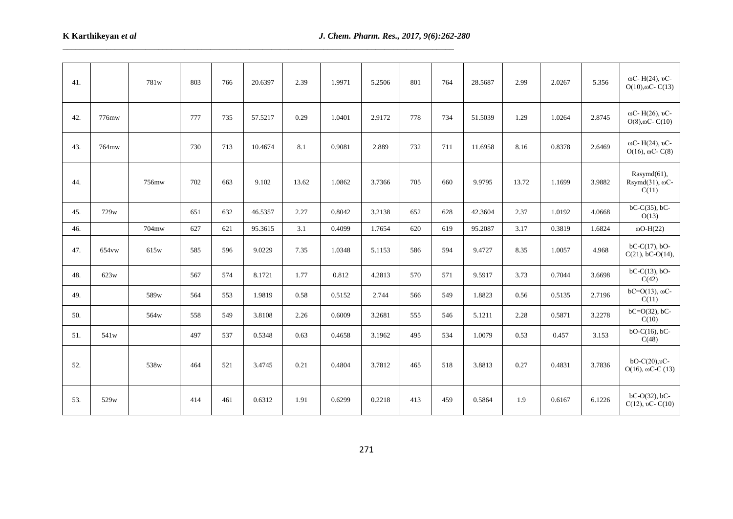| 41. | | 781w | 803 | 766 | 20.6397 | 2.39 | 1.9971 | 5.2506 | 801 | 764 | 28.5687 | 2.99 | 2.0267 | 5.356 | ωC- H(24), υC-O(10),ωC- C(13) |
|---|---|---|---|---|---|---|---|---|---|---|---|---|---|---|---|
| 42. | 776mw | | 777 | 735 | 57.5217 | 0.29 | 1.0401 | 2.9172 | 778 | 734 | 51.5039 | 1.29 | 1.0264 | 2.8745 | ωC- H(26), υC-O(8),ωC- C(10) |
| 43. | 764mw | | 730 | 713 | 10.4674 | 8.1 | 0.9081 | 2.889 | 732 | 711 | 11.6958 | 8.16 | 0.8378 | 2.6469 | ωC- H(24), υC-O(16), ωC- C(8) |
| 44. | | 756mw | 702 | 663 | 9.102 | 13.62 | 1.0862 | 3.7366 | 705 | 660 | 9.9795 | 13.72 | 1.1699 | 3.9882 | Rasymd(61), Rsymd(31), ωC-C(11) |
| 45. | 729w | | 651 | 632 | 46.5357 | 2.27 | 0.8042 | 3.2138 | 652 | 628 | 42.3604 | 2.37 | 1.0192 | 4.0668 | bC-C(35), bC-O(13) |
| 46. | | 704mw | 627 | 621 | 95.3615 | 3.1 | 0.4099 | 1.7654 | 620 | 619 | 95.2087 | 3.17 | 0.3819 | 1.6824 | ωO-H(22) |
| 47. | 654vw | 615w | 585 | 596 | 9.0229 | 7.35 | 1.0348 | 5.1153 | 586 | 594 | 9.4727 | 8.35 | 1.0057 | 4.968 | bC-C(17), bO-C(21), bC-O(14), |
| 48. | 623w | | 567 | 574 | 8.1721 | 1.77 | 0.812 | 4.2813 | 570 | 571 | 9.5917 | 3.73 | 0.7044 | 3.6698 | bC-C(13), bO-C(42) |
| 49. | | 589w | 564 | 553 | 1.9819 | 0.58 | 0.5152 | 2.744 | 566 | 549 | 1.8823 | 0.56 | 0.5135 | 2.7196 | bC=O(13), ωC-C(11) |
| 50. | | 564w | 558 | 549 | 3.8108 | 2.26 | 0.6009 | 3.2681 | 555 | 546 | 5.1211 | 2.28 | 0.5871 | 3.2278 | bC=O(32), bC-C(10) |
| 51. | 541w | | 497 | 537 | 0.5348 | 0.63 | 0.4658 | 3.1962 | 495 | 534 | 1.0079 | 0.53 | 0.457 | 3.153 | bO-C(16), bC-C(48) |
| 52. | | 538w | 464 | 521 | 3.4745 | 0.21 | 0.4804 | 3.7812 | 465 | 518 | 3.8813 | 0.27 | 0.4831 | 3.7836 | bO-C(20),υC-O(16), ωC-C (13) |
| 53. | 529w | | 414 | 461 | 0.6312 | 1.91 | 0.6299 | 0.2218 | 413 | 459 | 0.5864 | 1.9 | 0.6167 | 6.1226 | bC-O(32), bC-C(12), υC- C(10) |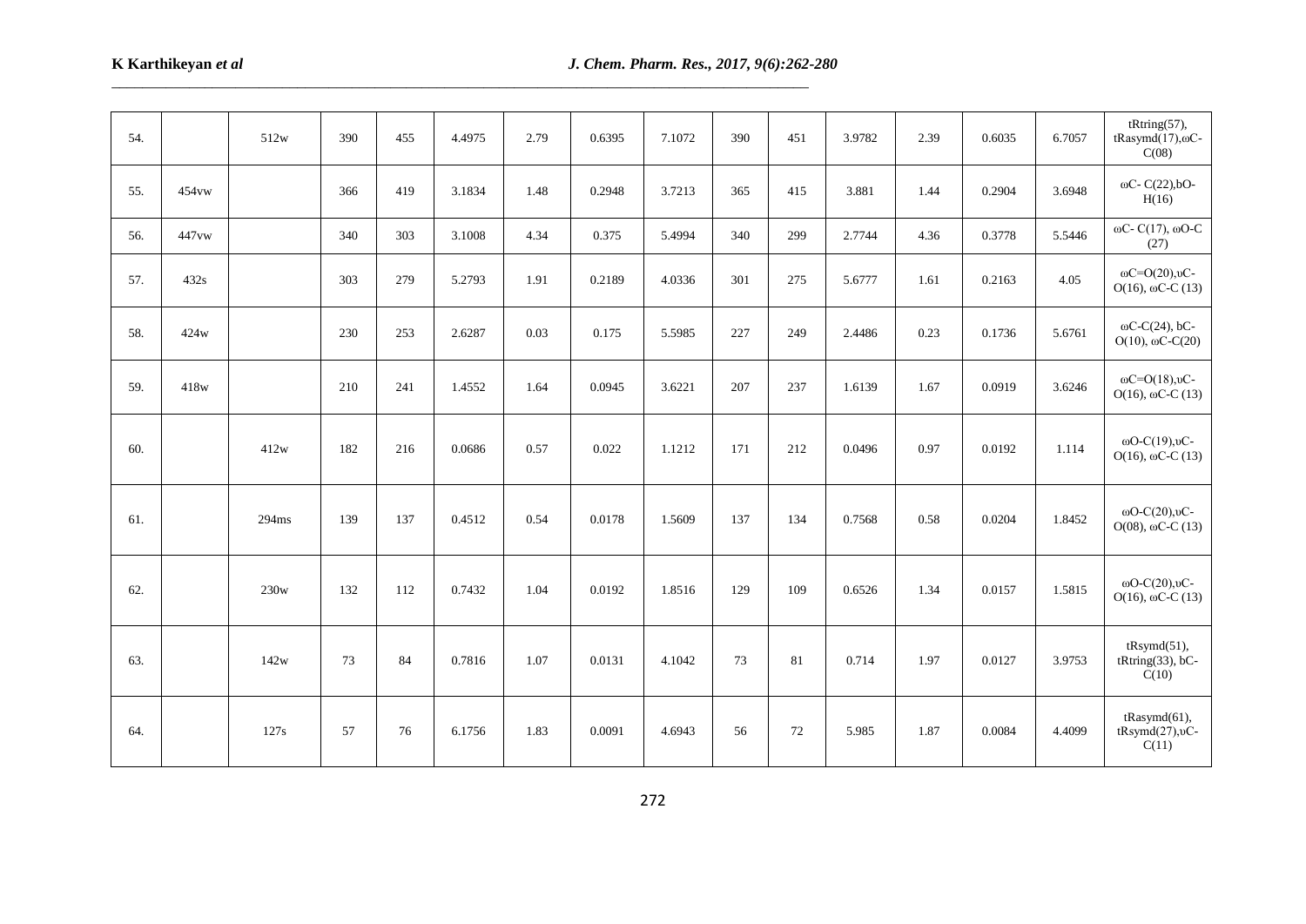| 54. | | 512w | 390 | 455 | 4.4975 | 2.79 | 0.6395 | 7.1072 | 390 | 451 | 3.9782 | 2.39 | 0.6035 | 6.7057 | tRtring(57), tRasymd(17),ωC-C(08) |
|---|---|---|---|---|---|---|---|---|---|---|---|---|---|---|---|
| 55. | 454vw | | 366 | 419 | 3.1834 | 1.48 | 0.2948 | 3.7213 | 365 | 415 | 3.881 | 1.44 | 0.2904 | 3.6948 | ωC- C(22),bO-H(16) |
| 56. | 447vw | | 340 | 303 | 3.1008 | 4.34 | 0.375 | 5.4994 | 340 | 299 | 2.7744 | 4.36 | 0.3778 | 5.5446 | ωC- C(17), ωO-C (27) |
| 57. | 432s | | 303 | 279 | 5.2793 | 1.91 | 0.2189 | 4.0336 | 301 | 275 | 5.6777 | 1.61 | 0.2163 | 4.05 | ωC=O(20),υC-O(16), ωC-C (13) |
| 58. | 424w | | 230 | 253 | 2.6287 | 0.03 | 0.175 | 5.5985 | 227 | 249 | 2.4486 | 0.23 | 0.1736 | 5.6761 | ωC-C(24), bC-O(10), ωC-C(20) |
| 59. | 418w | | 210 | 241 | 1.4552 | 1.64 | 0.0945 | 3.6221 | 207 | 237 | 1.6139 | 1.67 | 0.0919 | 3.6246 | ωC=O(18),υC-O(16), ωC-C (13) |
| 60. | | 412w | 182 | 216 | 0.0686 | 0.57 | 0.022 | 1.1212 | 171 | 212 | 0.0496 | 0.97 | 0.0192 | 1.114 | ωO-C(19),υC-O(16), ωC-C (13) |
| 61. | | 294ms | 139 | 137 | 0.4512 | 0.54 | 0.0178 | 1.5609 | 137 | 134 | 0.7568 | 0.58 | 0.0204 | 1.8452 | ωO-C(20),υC-O(08), ωC-C (13) |
| 62. | | 230w | 132 | 112 | 0.7432 | 1.04 | 0.0192 | 1.8516 | 129 | 109 | 0.6526 | 1.34 | 0.0157 | 1.5815 | ωO-C(20),υC-O(16), ωC-C (13) |
| 63. | | 142w | 73 | 84 | 0.7816 | 1.07 | 0.0131 | 4.1042 | 73 | 81 | 0.714 | 1.97 | 0.0127 | 3.9753 | tRsymd(51), tRtring(33), bC-C(10) |
| 64. | | 127s | 57 | 76 | 6.1756 | 1.83 | 0.0091 | 4.6943 | 56 | 72 | 5.985 | 1.87 | 0.0084 | 4.4099 | tRasymd(61), tRsymd(27),υC-C(11) |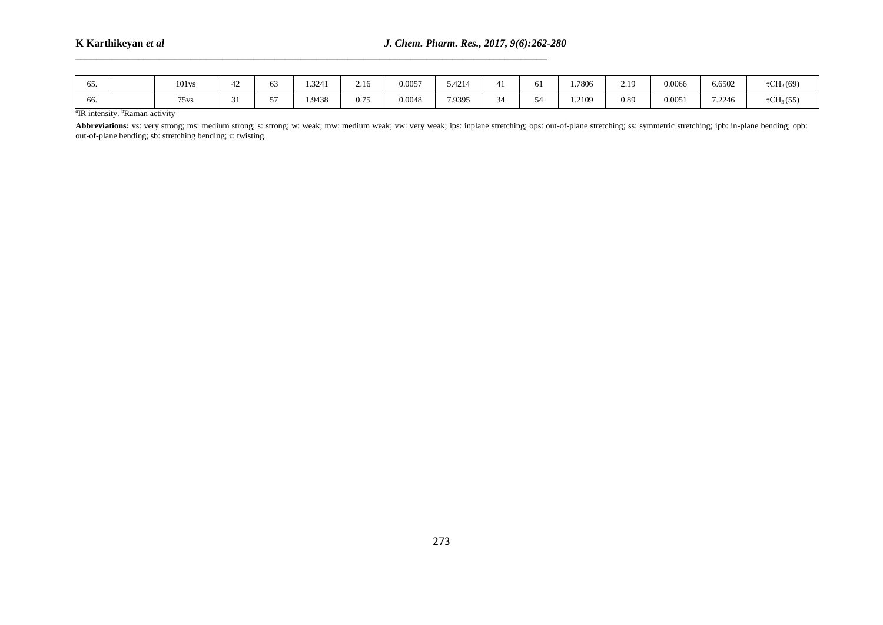| 65. | | 101vs | 42 | 63 | 1.3241 | 2.16 | 0.0057 | 5.4214 | 41 | 61 | 1.7806 | 2.19 | 0.0066 | 6.6502 | $\tau CH_3$ (69) |
|---|---|---|---|---|---|---|---|---|---|---|---|---|---|---|---|
| 66. | | 75vs | 31 | 57 | 1.9438 | 0.75 | 0.0048 | 7.9395 | 34 | 54 | 1.2109 | 0.89 | 0.0051 | 7.2246 | $\tau CH_3$ (55) |

[a]IR intensity. [b]Raman activity

**Abbreviations:** vs: very strong; ms: medium strong; s: strong; w: weak; mw: medium weak; vw: very weak; ips: inplane stretching; ops: out-of-plane stretching; ss: symmetric stretching; ipb: in-plane bending; opb: out-of-plane bending; sb: stretching bending; τ: twisting.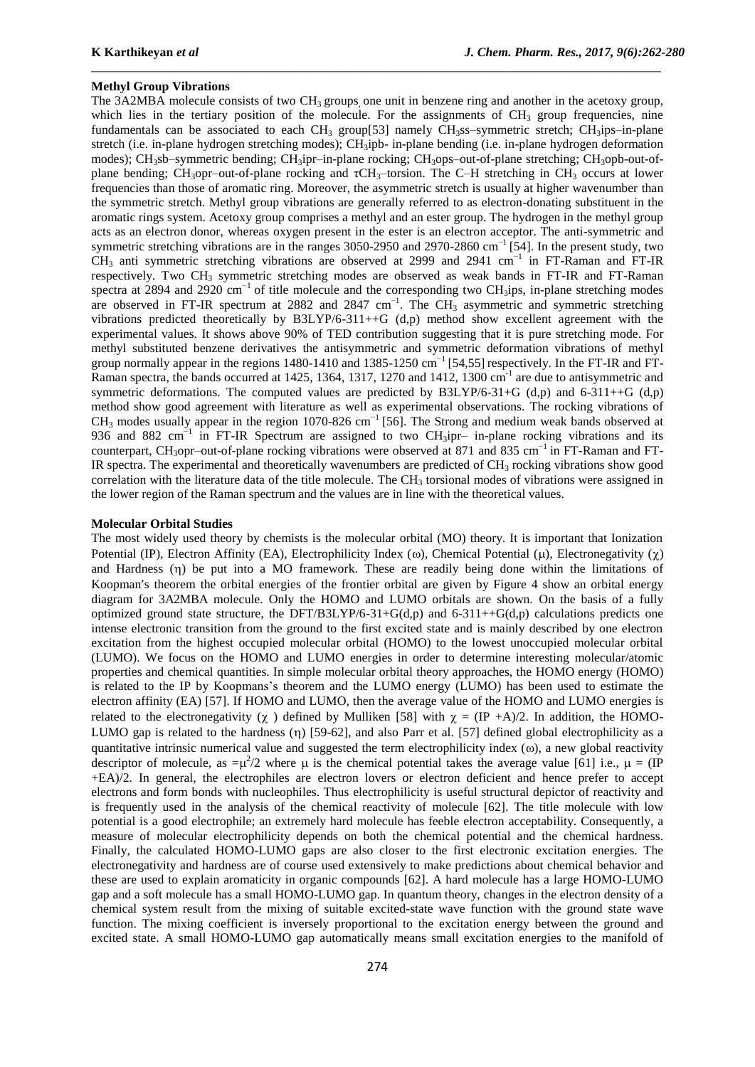### Methyl Group Vibrations

The 3A2MBA molecule consists of two $CH_3$ groups, one unit in benzene ring and another in the acetoxy group, which lies in the tertiary position of the molecule. For the assignments of $CH_3$ group frequencies, nine fundamentals can be associated to each $CH_3$ group[53] namely $CH_3$ss–symmetric stretch; $CH_3$ips–in-plane stretch (i.e. in-plane hydrogen stretching modes); $CH_3$ipb- in-plane bending (i.e. in-plane hydrogen deformation modes); $CH_3$sb–symmetric bending; $CH_3$ipr–in-plane rocking; $CH_3$ops–out-of-plane stretching; $CH_3$opb-out-of-plane bending; $CH_3$opr–out-of-plane rocking and $\tau CH_3$–torsion. The C–H stretching in $CH_3$ occurs at lower frequencies than those of aromatic ring. Moreover, the asymmetric stretch is usually at higher wavenumber than the symmetric stretch. Methyl group vibrations are generally referred to as electron-donating substituent in the aromatic rings system. Acetoxy group comprises a methyl and an ester group. The hydrogen in the methyl group acts as an electron donor, whereas oxygen present in the ester is an electron acceptor. The anti-symmetric and symmetric stretching vibrations are in the ranges 3050-2950 and 2970-2860 $cm^{-1}$ [54]. In the present study, two $CH_3$ anti symmetric stretching vibrations are observed at 2999 and 2941 $cm^{-1}$ in FT-Raman and FT-IR respectively. Two $CH_3$ symmetric stretching modes are observed as weak bands in FT-IR and FT-Raman spectra at 2894 and 2920 $cm^{-1}$ of title molecule and the corresponding two $CH_3$ips, in-plane stretching modes are observed in FT-IR spectrum at 2882 and 2847 $cm^{-1}$. The $CH_3$ asymmetric and symmetric stretching vibrations predicted theoretically by B3LYP/6-311++G (d,p) method show excellent agreement with the experimental values. It shows above 90% of TED contribution suggesting that it is pure stretching mode. For methyl substituted benzene derivatives the antisymmetric and symmetric deformation vibrations of methyl group normally appear in the regions 1480-1410 and 1385-1250 $cm^{-1}$ [54,55] respectively. In the FT-IR and FT-Raman spectra, the bands occurred at 1425, 1364, 1317, 1270 and 1412, 1300 $cm^{-1}$ are due to antisymmetric and symmetric deformations. The computed values are predicted by B3LYP/6-31+G (d,p) and 6-311++G (d,p) method show good agreement with literature as well as experimental observations. The rocking vibrations of $CH_3$ modes usually appear in the region 1070-826 $cm^{-1}$ [56]. The Strong and medium weak bands observed at 936 and 882 $cm^{-1}$ in FT-IR Spectrum are assigned to two $CH_3$ipr– in-plane rocking vibrations and its counterpart, $CH_3$opr–out-of-plane rocking vibrations were observed at 871 and 835 $cm^{-1}$ in FT-Raman and FT-IR spectra. The experimental and theoretically wavenumbers are predicted of $CH_3$ rocking vibrations show good correlation with the literature data of the title molecule. The $CH_3$ torsional modes of vibrations were assigned in the lower region of the Raman spectrum and the values are in line with the theoretical values.

### Molecular Orbital Studies

The most widely used theory by chemists is the molecular orbital (MO) theory. It is important that Ionization Potential (IP), Electron Affinity (EA), Electrophilicity Index ($\omega$), Chemical Potential ($\mu$), Electronegativity ($\chi$) and Hardness ($\eta$) be put into a MO framework. These are readily being done within the limitations of Koopman′s theorem the orbital energies of the frontier orbital are given by Figure 4 show an orbital energy diagram for 3A2MBA molecule. Only the HOMO and LUMO orbitals are shown. On the basis of a fully optimized ground state structure, the DFT/B3LYP/6-31+G(d,p) and 6-311++G(d,p) calculations predicts one intense electronic transition from the ground to the first excited state and is mainly described by one electron excitation from the highest occupied molecular orbital (HOMO) to the lowest unoccupied molecular orbital (LUMO). We focus on the HOMO and LUMO energies in order to determine interesting molecular/atomic properties and chemical quantities. In simple molecular orbital theory approaches, the HOMO energy (HOMO) is related to the IP by Koopmans's theorem and the LUMO energy (LUMO) has been used to estimate the electron affinity (EA) [57]. If HOMO and LUMO, then the average value of the HOMO and LUMO energies is related to the electronegativity ($\chi$ ) defined by Mulliken [58] with $\chi$ = (IP +A)/2. In addition, the HOMO-LUMO gap is related to the hardness ($\eta$) [59-62], and also Parr et al. [57] defined global electrophilicity as a quantitative intrinsic numerical value and suggested the term electrophilicity index ($\omega$), a new global reactivity descriptor of molecule, as $=\mu^2/2$ where $\mu$ is the chemical potential takes the average value [61] i.e., $\mu$ = (IP +EA)/2. In general, the electrophiles are electron lovers or electron deficient and hence prefer to accept electrons and form bonds with nucleophiles. Thus electrophilicity is useful structural depictor of reactivity and is frequently used in the analysis of the chemical reactivity of molecule [62]. The title molecule with low potential is a good electrophile; an extremely hard molecule has feeble electron acceptability. Consequently, a measure of molecular electrophilicity depends on both the chemical potential and the chemical hardness. Finally, the calculated HOMO-LUMO gaps are also closer to the first electronic excitation energies. The electronegativity and hardness are of course used extensively to make predictions about chemical behavior and these are used to explain aromaticity in organic compounds [62]. A hard molecule has a large HOMO-LUMO gap and a soft molecule has a small HOMO-LUMO gap. In quantum theory, changes in the electron density of a chemical system result from the mixing of suitable excited-state wave function with the ground state wave function. The mixing coefficient is inversely proportional to the excitation energy between the ground and excited state. A small HOMO-LUMO gap automatically means small excitation energies to the manifold of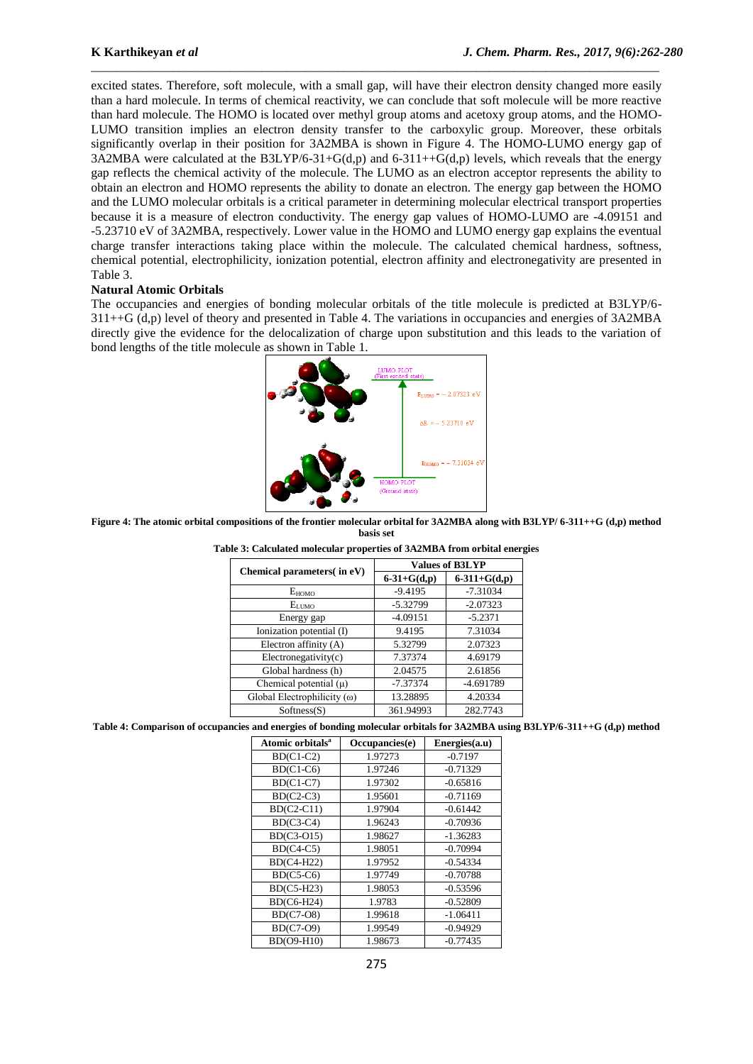excited states. Therefore, soft molecule, with a small gap, will have their electron density changed more easily than a hard molecule. In terms of chemical reactivity, we can conclude that soft molecule will be more reactive than hard molecule. The HOMO is located over methyl group atoms and acetoxy group atoms, and the HOMO-LUMO transition implies an electron density transfer to the carboxylic group. Moreover, these orbitals significantly overlap in their position for 3A2MBA is shown in Figure 4. The HOMO-LUMO energy gap of 3A2MBA were calculated at the B3LYP/6-31+G(d,p) and 6-311++G(d,p) levels, which reveals that the energy gap reflects the chemical activity of the molecule. The LUMO as an electron acceptor represents the ability to obtain an electron and HOMO represents the ability to donate an electron. The energy gap between the HOMO and the LUMO molecular orbitals is a critical parameter in determining molecular electrical transport properties because it is a measure of electron conductivity. The energy gap values of HOMO-LUMO are -4.09151 and -5.23710 eV of 3A2MBA, respectively. Lower value in the HOMO and LUMO energy gap explains the eventual charge transfer interactions taking place within the molecule. The calculated chemical hardness, softness, chemical potential, electrophilicity, ionization potential, electron affinity and electronegativity are presented in Table 3.

## Natural Atomic Orbitals

The occupancies and energies of bonding molecular orbitals of the title molecule is predicted at B3LYP/6-311++G (d,p) level of theory and presented in Table 4. The variations in occupancies and energies of 3A2MBA directly give the evidence for the delocalization of charge upon substitution and this leads to the variation of bond lengths of the title molecule as shown in Table 1.

**Figure 4: The atomic orbital compositions of the frontier molecular orbital for 3A2MBA along with B3LYP/ 6-311++G (d,p) method basis set**

**Table 3: Calculated molecular properties of 3A2MBA from orbital energies**

| Chemical parameters( in eV) | Values of B3LYP | |
|---|---|---|
| | 6-31+G(d,p) | 6-311+G(d,p) |
| $E_{HOMO}$ | -9.4195 | -7.31034 |
| $E_{LUMO}$ | -5.32799 | -2.07323 |
| Energy gap | -4.09151 | -5.2371 |
| Ionization potential (I) | 9.4195 | 7.31034 |
| Electron affinity (A) | 5.32799 | 2.07323 |
| Electronegativity(c) | 7.37374 | 4.69179 |
| Global hardness (h) | 2.04575 | 2.61856 |
| Chemical potential ($\mu$) | -7.37374 | -4.691789 |
| Global Electrophilicity ($\omega$) | 13.28895 | 4.20334 |
| Softness(S) | 361.94993 | 282.7743 |

**Table 4: Comparison of occupancies and energies of bonding molecular orbitals for 3A2MBA using B3LYP/6-311++G (d,p) method**

| Atomic orbitals[a] | Occupancies(e) | Energies(a.u) |
|---|---|---|
| BD(C1-C2) | 1.97273 | -0.7197 |
| BD(C1-C6) | 1.97246 | -0.71329 |
| BD(C1-C7) | 1.97302 | -0.65816 |
| BD(C2-C3) | 1.95601 | -0.71169 |
| BD(C2-C11) | 1.97904 | -0.61442 |
| BD(C3-C4) | 1.96243 | -0.70936 |
| BD(C3-O15) | 1.98627 | -1.36283 |
| BD(C4-C5) | 1.98051 | -0.70994 |
| BD(C4-H22) | 1.97952 | -0.54334 |
| BD(C5-C6) | 1.97749 | -0.70788 |
| BD(C5-H23) | 1.98053 | -0.53596 |
| BD(C6-H24) | 1.9783 | -0.52809 |
| BD(C7-O8) | 1.99618 | -1.06411 |
| BD(C7-O9) | 1.99549 | -0.94929 |
| BD(O9-H10) | 1.98673 | -0.77435 |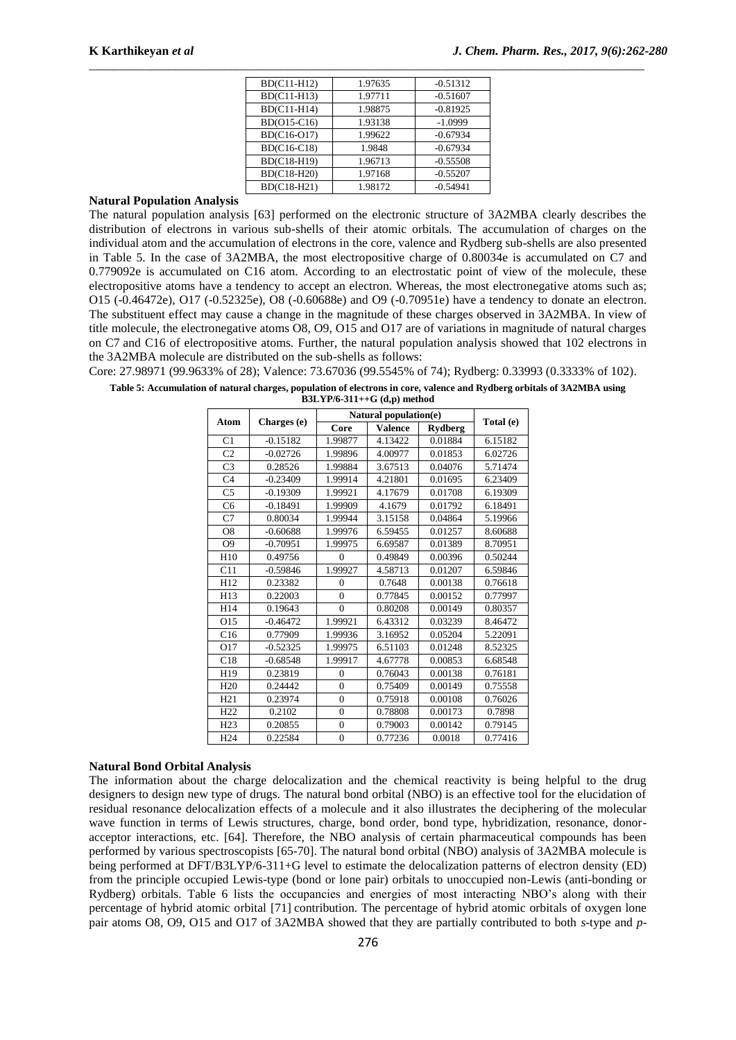| BD(C11-H12) | 1.97635 | -0.51312 |
|---|---|---|
| BD(C11-H13) | 1.97711 | -0.51607 |
| BD(C11-H14) | 1.98875 | -0.81925 |
| BD(O15-C16) | 1.93138 | -1.0999 |
| BD(C16-O17) | 1.99622 | -0.67934 |
| BD(C16-C18) | 1.9848 | -0.67934 |
| BD(C18-H19) | 1.96713 | -0.55508 |
| BD(C18-H20) | 1.97168 | -0.55207 |
| BD(C18-H21) | 1.98172 | -0.54941 |

**Natural Population Analysis**

The natural population analysis [63] performed on the electronic structure of 3A2MBA clearly describes the distribution of electrons in various sub-shells of their atomic orbitals. The accumulation of charges on the individual atom and the accumulation of electrons in the core, valence and Rydberg sub-shells are also presented in Table 5. In the case of 3A2MBA, the most electropositive charge of 0.80034e is accumulated on C7 and 0.779092e is accumulated on C16 atom. According to an electrostatic point of view of the molecule, these electropositive atoms have a tendency to accept an electron. Whereas, the most electronegative atoms such as; O15 (-0.46472e), O17 (-0.52325e), O8 (-0.60688e) and O9 (-0.70951e) have a tendency to donate an electron. The substituent effect may cause a change in the magnitude of these charges observed in 3A2MBA. In view of title molecule, the electronegative atoms O8, O9, O15 and O17 are of variations in magnitude of natural charges on C7 and C16 of electropositive atoms. Further, the natural population analysis showed that 102 electrons in the 3A2MBA molecule are distributed on the sub-shells as follows:

Core: 27.98971 (99.9633% of 28); Valence: 73.67036 (99.5545% of 74); Rydberg: 0.33993 (0.3333% of 102).

**Table 5: Accumulation of natural charges, population of electrons in core, valence and Rydberg orbitals of 3A2MBA using B3LYP/6-311++G (d,p) method**

| Atom | Charges (e) | Natural population(e) | | | Total (e) |
|---|---|---|---|---|---|
| | | Core | Valence | Rydberg | |
| C1 | -0.15182 | 1.99877 | 4.13422 | 0.01884 | 6.15182 |
| C2 | -0.02726 | 1.99896 | 4.00977 | 0.01853 | 6.02726 |
| C3 | 0.28526 | 1.99884 | 3.67513 | 0.04076 | 5.71474 |
| C4 | -0.23409 | 1.99914 | 4.21801 | 0.01695 | 6.23409 |
| C5 | -0.19309 | 1.99921 | 4.17679 | 0.01708 | 6.19309 |
| C6 | -0.18491 | 1.99909 | 4.1679 | 0.01792 | 6.18491 |
| C7 | 0.80034 | 1.99944 | 3.15158 | 0.04864 | 5.19966 |
| O8 | -0.60688 | 1.99976 | 6.59455 | 0.01257 | 8.60688 |
| O9 | -0.70951 | 1.99975 | 6.69587 | 0.01389 | 8.70951 |
| H10 | 0.49756 | 0 | 0.49849 | 0.00396 | 0.50244 |
| C11 | -0.59846 | 1.99927 | 4.58713 | 0.01207 | 6.59846 |
| H12 | 0.23382 | 0 | 0.7648 | 0.00138 | 0.76618 |
| H13 | 0.22003 | 0 | 0.77845 | 0.00152 | 0.77997 |
| H14 | 0.19643 | 0 | 0.80208 | 0.00149 | 0.80357 |
| O15 | -0.46472 | 1.99921 | 6.43312 | 0.03239 | 8.46472 |
| C16 | 0.77909 | 1.99936 | 3.16952 | 0.05204 | 5.22091 |
| O17 | -0.52325 | 1.99975 | 6.51103 | 0.01248 | 8.52325 |
| C18 | -0.68548 | 1.99917 | 4.67778 | 0.00853 | 6.68548 |
| H19 | 0.23819 | 0 | 0.76043 | 0.00138 | 0.76181 |
| H20 | 0.24442 | 0 | 0.75409 | 0.00149 | 0.75558 |
| H21 | 0.23974 | 0 | 0.75918 | 0.00108 | 0.76026 |
| H22 | 0.2102 | 0 | 0.78808 | 0.00173 | 0.7898 |
| H23 | 0.20855 | 0 | 0.79003 | 0.00142 | 0.79145 |
| H24 | 0.22584 | 0 | 0.77236 | 0.0018 | 0.77416 |

**Natural Bond Orbital Analysis**

The information about the charge delocalization and the chemical reactivity is being helpful to the drug designers to design new type of drugs. The natural bond orbital (NBO) is an effective tool for the elucidation of residual resonance delocalization effects of a molecule and it also illustrates the deciphering of the molecular wave function in terms of Lewis structures, charge, bond order, bond type, hybridization, resonance, donor-acceptor interactions, etc. [64]. Therefore, the NBO analysis of certain pharmaceutical compounds has been performed by various spectroscopists [65-70]. The natural bond orbital (NBO) analysis of 3A2MBA molecule is being performed at DFT/B3LYP/6-311+G level to estimate the delocalization patterns of electron density (ED) from the principle occupied Lewis-type (bond or lone pair) orbitals to unoccupied non-Lewis (anti-bonding or Rydberg) orbitals. Table 6 lists the occupancies and energies of most interacting NBO's along with their percentage of hybrid atomic orbital [71] contribution. The percentage of hybrid atomic orbitals of oxygen lone pair atoms O8, O9, O15 and O17 of 3A2MBA showed that they are partially contributed to both *s*-type and *p*-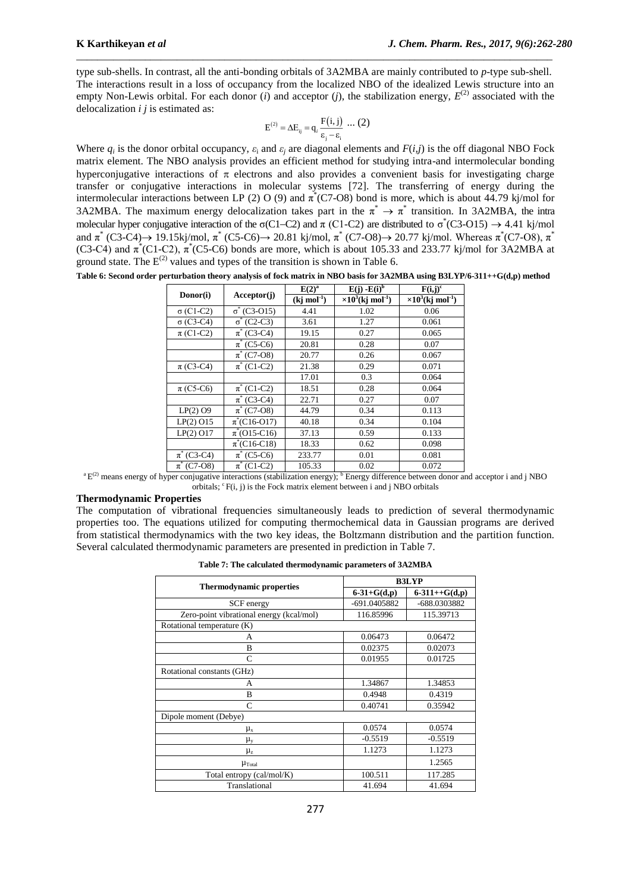type sub-shells. In contrast, all the anti-bonding orbitals of 3A2MBA are mainly contributed to *p*-type sub-shell. The interactions result in a loss of occupancy from the localized NBO of the idealized Lewis structure into an empty Non-Lewis orbital. For each donor (*i*) and acceptor (*j*), the stabilization energy, $E^{(2)}$ associated with the delocalization *i j* is estimated as:

$$E^{(2)} = \Delta E_{ij} = q_i \frac{F(i,j)}{\varepsilon_j - \varepsilon_i} \quad ... (2)$$

Where $q_i$ is the donor orbital occupancy, $\varepsilon_i$ and $\varepsilon_j$ are diagonal elements and $F(i,j)$ is the off diagonal NBO Fock matrix element. The NBO analysis provides an efficient method for studying intra-and intermolecular bonding hyperconjugative interactions of π electrons and also provides a convenient basis for investigating charge transfer or conjugative interactions in molecular systems [72]. The transferring of energy during the intermolecular interactions between LP (2) O (9) and $\pi^*$(C7-O8) bond is more, which is about 44.79 kj/mol for 3A2MBA. The maximum energy delocalization takes part in the $\pi^* \rightarrow \pi^*$ transition. In 3A2MBA, the intra molecular hyper conjugative interaction of the σ(C1–C2) and π (C1-C2) are distributed to $\sigma^*$(C3-O15) → 4.41 kj/mol and $\pi^*$ (C3-C4)→ 19.15kj/mol, $\pi^*$ (C5-C6)→ 20.81 kj/mol, $\pi^*$ (C7-O8)→ 20.77 kj/mol. Whereas $\pi^*$(C7-O8), $\pi^*$ (C3-C4) and $\pi^*$(C1-C2), $\pi^*$(C5-C6) bonds are more, which is about 105.33 and 233.77 kj/mol for 3A2MBA at ground state. The $E^{(2)}$ values and types of the transition is shown in Table 6.

**Table 6: Second order perturbation theory analysis of fock matrix in NBO basis for 3A2MBA using B3LYP/6-311++G(d,p) method**

| Donor(i) | Acceptor(j) | $E(2)^a$ (kj mol$^{-1}$) | $E(j)$ -$E(i)^b$ ×$10^3$(kj mol$^{-1}$) | $F(i,j)^c$ ×$10^3$(kj mol$^{-1}$) |
|---|---|---|---|---|
| σ (C1-C2) | $\sigma^*$ (C3-O15) | 4.41 | 1.02 | 0.06 |
| σ (C3-C4) | $\sigma^*$ (C2-C3) | 3.61 | 1.27 | 0.061 |
| π (C1-C2) | $\pi^*$ (C3-C4) | 19.15 | 0.27 | 0.065 |
| | $\pi^*$ (C5-C6) | 20.81 | 0.28 | 0.07 |
| | $\pi^*$ (C7-O8) | 20.77 | 0.26 | 0.067 |
| π (C3-C4) | $\pi^*$ (C1-C2) | 21.38 | 0.29 | 0.071 |
| | | 17.01 | 0.3 | 0.064 |
| π (C5-C6) | $\pi^*$ (C1-C2) | 18.51 | 0.28 | 0.064 |
| | $\pi^*$ (C3-C4) | 22.71 | 0.27 | 0.07 |
| LP(2) O9 | $\pi^*$ (C7-O8) | 44.79 | 0.34 | 0.113 |
| LP(2) O15 | $\pi^*$(C16-O17) | 40.18 | 0.34 | 0.104 |
| LP(2) O17 | $\pi^*$(O15-C16) | 37.13 | 0.59 | 0.133 |
| | $\pi^*$(C16-C18) | 18.33 | 0.62 | 0.098 |
| $\pi^*$ (C3-C4) | $\pi^*$ (C5-C6) | 233.77 | 0.01 | 0.081 |
| $\pi^*$ (C7-O8) | $\pi^*$ (C1-C2) | 105.33 | 0.02 | 0.072 |

[a] $E^{(2)}$ means energy of hyper conjugative interactions (stabilization energy); [b] Energy difference between donor and acceptor i and j NBO orbitals; [c] F(i, j) is the Fock matrix element between i and j NBO orbitals

### Thermodynamic Properties

The computation of vibrational frequencies simultaneously leads to prediction of several thermodynamic properties too. The equations utilized for computing thermochemical data in Gaussian programs are derived from statistical thermodynamics with the two key ideas, the Boltzmann distribution and the partition function. Several calculated thermodynamic parameters are presented in prediction in Table 7.

**Table 7: The calculated thermodynamic parameters of 3A2MBA**

| Thermodynamic properties | B3LYP | |
|---|---|---|
| | 6-31+G(d,p) | 6-311++G(d,p) |
| SCF energy | -691.0405882 | -688.0303882 |
| Zero-point vibrational energy (kcal/mol) | 116.85996 | 115.39713 |
| Rotational temperature (K) | | |
| A | 0.06473 | 0.06472 |
| B | 0.02375 | 0.02073 |
| C | 0.01955 | 0.01725 |
| Rotational constants (GHz) | | |
| A | 1.34867 | 1.34853 |
| B | 0.4948 | 0.4319 |
| C | 0.40741 | 0.35942 |
| Dipole moment (Debye) | | |
| $\mu_x$ | 0.0574 | 0.0574 |
| $\mu_y$ | -0.5519 | -0.5519 |
| $\mu_z$ | 1.1273 | 1.1273 |
| $\mu_{Total}$ | | 1.2565 |
| Total entropy (cal/mol/K) | 100.511 | 117.285 |
| Translational | 41.694 | 41.694 |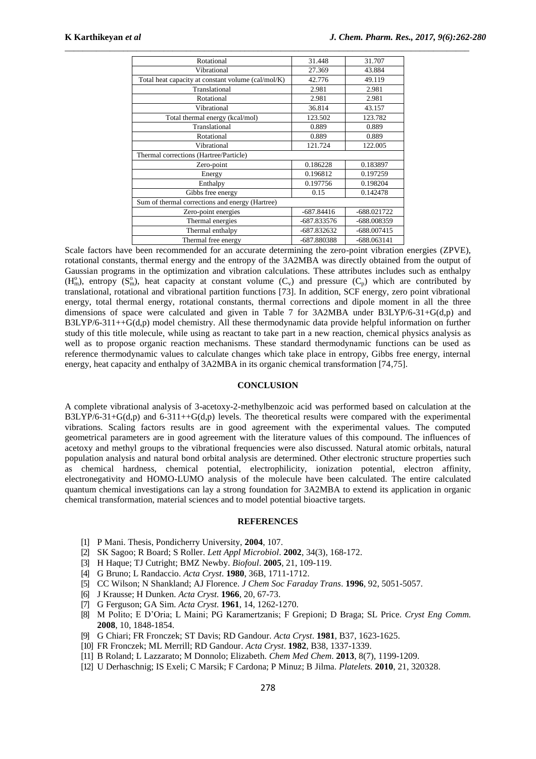| | | |
|---|---|---|
| Rotational | 31.448 | 31.707 |
| Vibrational | 27.369 | 43.884 |
| Total heat capacity at constant volume (cal/mol/K) | 42.776 | 49.119 |
| Translational | 2.981 | 2.981 |
| Rotational | 2.981 | 2.981 |
| Vibrational | 36.814 | 43.157 |
| Total thermal energy (kcal/mol) | 123.502 | 123.782 |
| Translational | 0.889 | 0.889 |
| Rotational | 0.889 | 0.889 |
| Vibrational | 121.724 | 122.005 |
| Thermal corrections (Hartree/Particle) | | |
| Zero-point | 0.186228 | 0.183897 |
| Energy | 0.196812 | 0.197259 |
| Enthalpy | 0.197756 | 0.198204 |
| Gibbs free energy | 0.15 | 0.142478 |
| Sum of thermal corrections and energy (Hartree) | | |
| Zero-point energies | -687.84416 | -688.021722 |
| Thermal energies | -687.833576 | -688.008359 |
| Thermal enthalpy | -687.832632 | -688.007415 |
| Thermal free energy | -687.880388 | -688.063141 |

Scale factors have been recommended for an accurate determining the zero-point vibration energies (ZPVE), rotational constants, thermal energy and the entropy of the 3A2MBA was directly obtained from the output of Gaussian programs in the optimization and vibration calculations. These attributes includes such as enthalpy ($H_m^o$), entropy ($S_m^o$), heat capacity at constant volume ($C_v$) and pressure ($C_p$) which are contributed by translational, rotational and vibrational partition functions [73]. In addition, SCF energy, zero point vibrational energy, total thermal energy, rotational constants, thermal corrections and dipole moment in all the three dimensions of space were calculated and given in Table 7 for 3A2MBA under B3LYP/6-31+G(d,p) and B3LYP/6-311++G(d,p) model chemistry. All these thermodynamic data provide helpful information on further study of this title molecule, while using as reactant to take part in a new reaction, chemical physics analysis as well as to propose organic reaction mechanisms. These standard thermodynamic functions can be used as reference thermodynamic values to calculate changes which take place in entropy, Gibbs free energy, internal energy, heat capacity and enthalpy of 3A2MBA in its organic chemical transformation [74,75].

## CONCLUSION

A complete vibrational analysis of 3-acetoxy-2-methylbenzoic acid was performed based on calculation at the B3LYP/6-31+G(d,p) and 6-311++G(d,p) levels. The theoretical results were compared with the experimental vibrations. Scaling factors results are in good agreement with the experimental values. The computed geometrical parameters are in good agreement with the literature values of this compound. The influences of acetoxy and methyl groups to the vibrational frequencies were also discussed. Natural atomic orbitals, natural population analysis and natural bond orbital analysis are determined. Other electronic structure properties such as chemical hardness, chemical potential, electrophilicity, ionization potential, electron affinity, electronegativity and HOMO-LUMO analysis of the molecule have been calculated. The entire calculated quantum chemical investigations can lay a strong foundation for 3A2MBA to extend its application in organic chemical transformation, material sciences and to model potential bioactive targets.

## REFERENCES

[1] P Mani. Thesis, Pondicherry University, **2004**, 107.

[2] SK Sagoo; R Board; S Roller. *Lett Appl Microbiol*. **2002**, 34(3), 168-172.

[3] H Haque; TJ Cutright; BMZ Newby. *Biofoul*. **2005**, 21, 109-119.

[4] G Bruno; L Randaccio. *Acta Cryst*. **1980**, 36B, 1711-1712.

[5] CC Wilson; N Shankland; AJ Florence. *J Chem Soc Faraday Trans*. **1996**, 92, 5051-5057.

[6] J Krausse; H Dunken. *Acta Cryst*. **1966**, 20, 67-73.

[7] G Ferguson; GA Sim. *Acta Cryst*. **1961**, 14, 1262-1270.

[8] M Polito; E D'Oria; L Maini; PG Karamertzanis; F Grepioni; D Braga; SL Price. *Cryst Eng Comm.* **2008**, 10, 1848-1854.

[9] G Chiari; FR Fronczek; ST Davis; RD Gandour. *Acta Cryst*. **1981**, B37, 1623-1625.

[10] FR Fronczek; ML Merrill; RD Gandour. *Acta Cryst*. **1982**, B38, 1337-1339.

[11] B Roland; L Lazzarato; M Donnolo; Elizabeth. *Chem Med Chem*. **2013**, 8(7), 1199-1209.

[12] U Derhaschnig; IS Exeli; C Marsik; F Cardona; P Minuz; B Jilma. *Platelets.* **2010**, 21, 320328.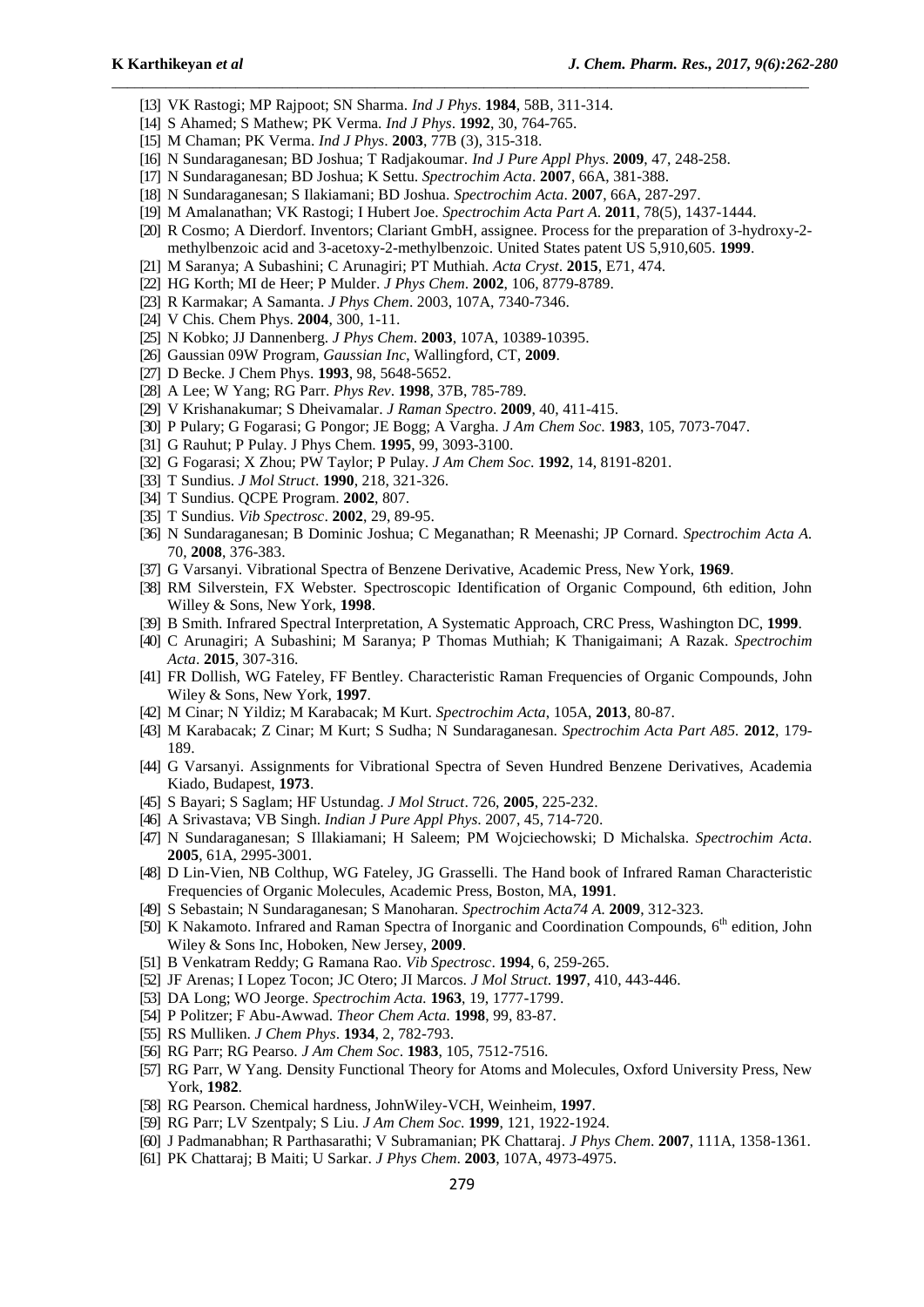[13] VK Rastogi; MP Rajpoot; SN Sharma. *Ind J Phys*. **1984**, 58B, 311-314.

[14] S Ahamed; S Mathew; PK Verma. *Ind J Phys*. **1992**, 30, 764-765.

[15] M Chaman; PK Verma. *Ind J Phys*. **2003**, 77B (3), 315-318.

[16] N Sundaraganesan; BD Joshua; T Radjakoumar. *Ind J Pure Appl Phys*. **2009**, 47, 248-258.

[17] N Sundaraganesan; BD Joshua; K Settu. *Spectrochim Acta*. **2007**, 66A, 381-388.

[18] N Sundaraganesan; S Ilakiamani; BD Joshua. *Spectrochim Acta*. **2007**, 66A, 287-297.

[19] M Amalanathan; VK Rastogi; I Hubert Joe. *Spectrochim Acta Part A*. **2011**, 78(5), 1437-1444.

[20] R Cosmo; A Dierdorf. Inventors; Clariant GmbH, assignee. Process for the preparation of 3-hydroxy-2-methylbenzoic acid and 3-acetoxy-2-methylbenzoic. United States patent US 5,910,605. **1999**.

[21] M Saranya; A Subashini; C Arunagiri; PT Muthiah. *Acta Cryst*. **2015**, E71, 474.

[22] HG Korth; MI de Heer; P Mulder. *J Phys Chem*. **2002**, 106, 8779-8789.

[23] R Karmakar; A Samanta. *J Phys Chem*. 2003, 107A, 7340-7346.

[24] V Chis. Chem Phys. **2004**, 300, 1-11.

[25] N Kobko; JJ Dannenberg. *J Phys Chem*. **2003**, 107A, 10389-10395.

[26] Gaussian 09W Program, *Gaussian Inc*, Wallingford, CT, **2009**.

[27] D Becke. J Chem Phys. **1993**, 98, 5648-5652.

[28] A Lee; W Yang; RG Parr. *Phys Rev*. **1998**, 37B, 785-789.

[29] V Krishanakumar; S Dheivamalar. *J Raman Spectro*. **2009**, 40, 411-415.

[30] P Pulary; G Fogarasi; G Pongor; JE Bogg; A Vargha. *J Am Chem Soc*. **1983**, 105, 7073-7047.

[31] G Rauhut; P Pulay. J Phys Chem. **1995**, 99, 3093-3100.

[32] G Fogarasi; X Zhou; PW Taylor; P Pulay. *J Am Chem Soc*. **1992**, 14, 8191-8201.

[33] T Sundius. *J Mol Struct*. **1990**, 218, 321-326.

[34] T Sundius. QCPE Program. **2002**, 807.

[35] T Sundius. *Vib Spectrosc*. **2002**, 29, 89-95.

[36] N Sundaraganesan; B Dominic Joshua; C Meganathan; R Meenashi; JP Cornard. *Spectrochim Acta A*. 70, **2008**, 376-383.

[37] G Varsanyi. Vibrational Spectra of Benzene Derivative, Academic Press, New York, **1969**.

[38] RM Silverstein, FX Webster. Spectroscopic Identification of Organic Compound, 6th edition, John Willey & Sons, New York, **1998**.

[39] B Smith. Infrared Spectral Interpretation, A Systematic Approach, CRC Press, Washington DC, **1999**.

[40] C Arunagiri; A Subashini; M Saranya; P Thomas Muthiah; K Thanigaimani; A Razak. *Spectrochim Acta*. **2015**, 307-316.

[41] FR Dollish, WG Fateley, FF Bentley. Characteristic Raman Frequencies of Organic Compounds, John Wiley & Sons, New York, **1997**.

[42] M Cinar; N Yildiz; M Karabacak; M Kurt. *Spectrochim Acta*, 105A, **2013**, 80-87.

[43] M Karabacak; Z Cinar; M Kurt; S Sudha; N Sundaraganesan. *Spectrochim Acta Part A85*. **2012**, 179-189.

[44] G Varsanyi. Assignments for Vibrational Spectra of Seven Hundred Benzene Derivatives, Academia Kiado, Budapest, **1973**.

[45] S Bayari; S Saglam; HF Ustundag. *J Mol Struct*. 726, **2005**, 225-232.

[46] A Srivastava; VB Singh. *Indian J Pure Appl Phys*. 2007, 45, 714-720.

[47] N Sundaraganesan; S Illakiamani; H Saleem; PM Wojciechowski; D Michalska. *Spectrochim Acta*. **2005**, 61A, 2995-3001.

[48] D Lin-Vien, NB Colthup, WG Fateley, JG Grasselli. The Hand book of Infrared Raman Characteristic Frequencies of Organic Molecules, Academic Press, Boston, MA, **1991**.

[49] S Sebastain; N Sundaraganesan; S Manoharan. *Spectrochim Acta74 A*. **2009**, 312-323.

[50] K Nakamoto. Infrared and Raman Spectra of Inorganic and Coordination Compounds, 6th edition, John Wiley & Sons Inc, Hoboken, New Jersey, **2009**.

[51] B Venkatram Reddy; G Ramana Rao. *Vib Spectrosc*. **1994**, 6, 259-265.

[52] JF Arenas; I Lopez Tocon; JC Otero; JI Marcos. *J Mol Struct*. **1997**, 410, 443-446.

[53] DA Long; WO Jeorge. *Spectrochim Acta*. **1963**, 19, 1777-1799.

[54] P Politzer; F Abu-Awwad. *Theor Chem Acta*. **1998**, 99, 83-87.

[55] RS Mulliken. *J Chem Phys*. **1934**, 2, 782-793.

[56] RG Parr; RG Pearso. *J Am Chem Soc*. **1983**, 105, 7512-7516.

[57] RG Parr, W Yang. Density Functional Theory for Atoms and Molecules, Oxford University Press, New York, **1982**.

[58] RG Pearson. Chemical hardness, JohnWiley-VCH, Weinheim, **1997**.

[59] RG Parr; LV Szentpaly; S Liu. *J Am Chem Soc*. **1999**, 121, 1922-1924.

[60] J Padmanabhan; R Parthasarathi; V Subramanian; PK Chattaraj. *J Phys Chem*. **2007**, 111A, 1358-1361.

[61] PK Chattaraj; B Maiti; U Sarkar. *J Phys Chem*. **2003**, 107A, 4973-4975.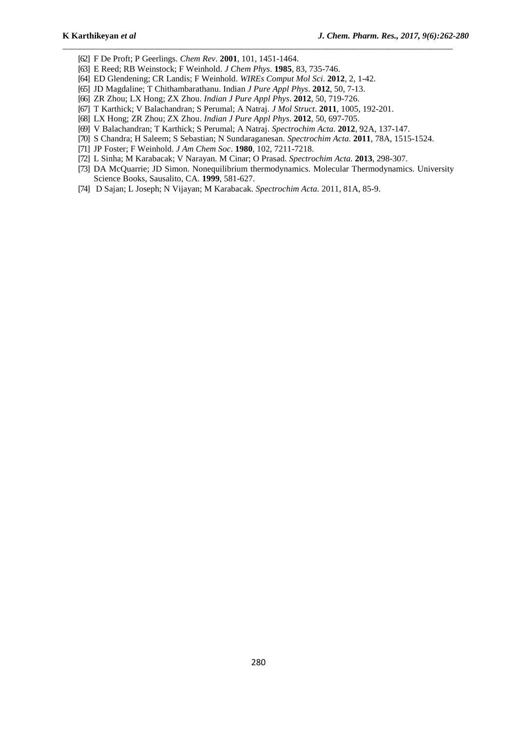[62] F De Proft; P Geerlings. *Chem Rev*. **2001**, 101, 1451-1464.

[63] E Reed; RB Weinstock; F Weinhold. *J Chem Phys*. **1985**, 83, 735-746.

[64] ED Glendening; CR Landis; F Weinhold. *WIREs Comput Mol Sci*. **2012**, 2, 1-42.

[65] JD Magdaline; T Chithambarathanu. Indian *J Pure Appl Phys*. **2012**, 50, 7-13.

[66] ZR Zhou; LX Hong; ZX Zhou. *Indian J Pure Appl Phys*. **2012**, 50, 719-726.

[67] T Karthick; V Balachandran; S Perumal; A Natraj. *J Mol Struct*. **2011**, 1005, 192-201.

[68] LX Hong; ZR Zhou; ZX Zhou. *Indian J Pure Appl Phys*. **2012**, 50, 697-705.

[69] V Balachandran; T Karthick; S Perumal; A Natraj. *Spectrochim Acta.* **2012**, 92A, 137-147.

[70] S Chandra; H Saleem; S Sebastian; N Sundaraganesan. *Spectrochim Acta.* **2011**, 78A, 1515-1524.

[71] JP Foster; F Weinhold. *J Am Chem Soc*. **1980**, 102, 7211-7218.

[72] L Sinha; M Karabacak; V Narayan. M Cinar; O Prasad. *Spectrochim Acta.* **2013**, 298-307.

[73] DA McQuarrie; JD Simon. Nonequilibrium thermodynamics. Molecular Thermodynamics. University Science Books, Sausalito, CA. **1999**, 581-627.

[74] D Sajan; L Joseph; N Vijayan; M Karabacak. *Spectrochim Acta.* 2011, 81A, 85-9.